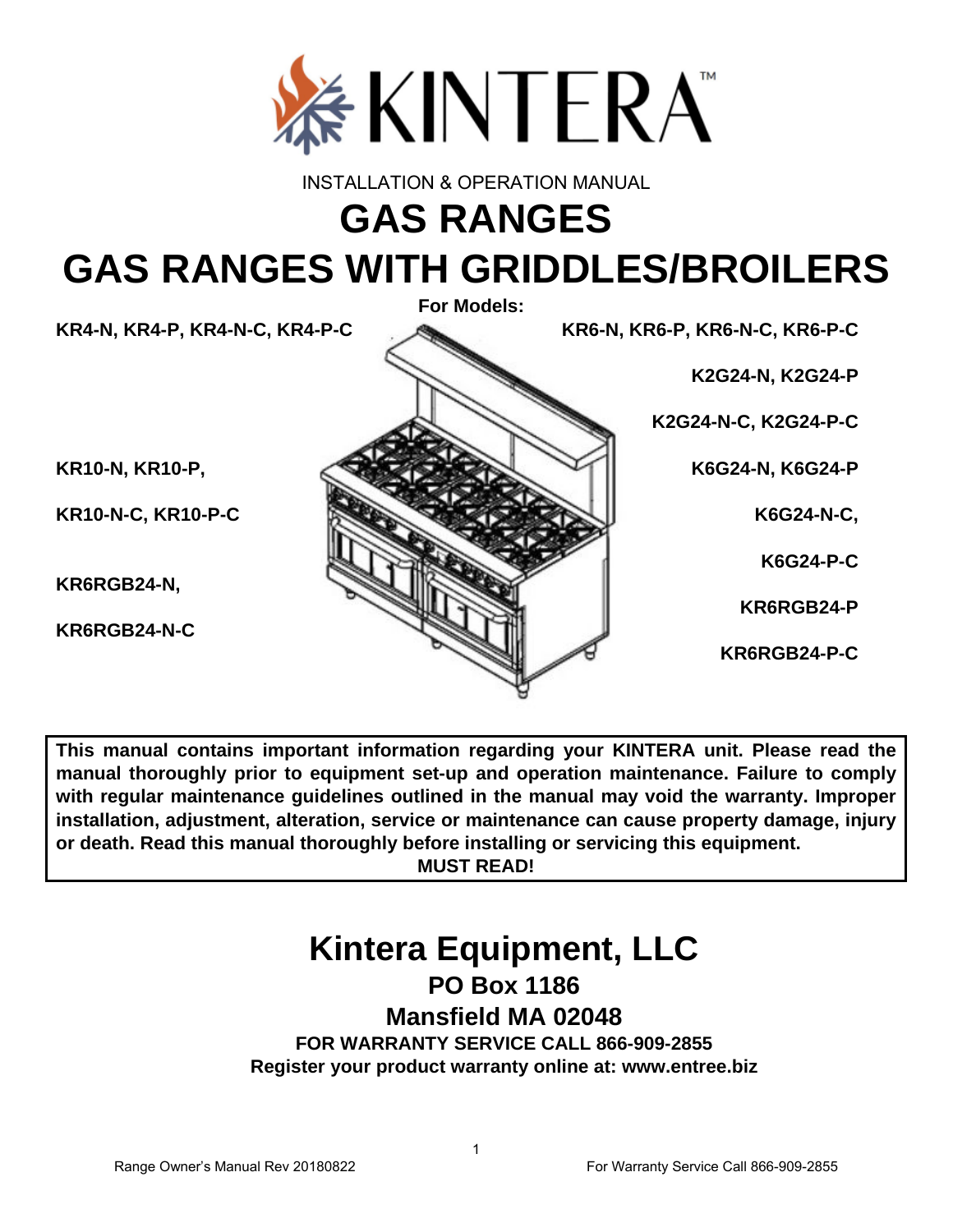KINTERA™

INSTALLATION & OPERATION MANUAL

# GAS RANGES

# GAS RANGES WITH GRIDDLES/BROILERS

**For Models:**

**KR4-N, KR4-P, KR4-N-C, KR4-P-C**

**KR6-N, KR6-P, KR6-N-C, KR6-P-C**

**K2G24-N, K2G24-P**

**K2G24-N-C, K2G24-P-C**

**KR10-N, KR10-P,**

**K6G24-N, K6G24-P**

**KR10-N-C, KR10-P-C**

**K6G24-N-C,**

**K6G24-P-C**

**KR6RGB24-N,**

**KR6RGB24-P**

**KR6RGB24-N-C**

**KR6RGB24-P-C**

**This manual contains important information regarding your KINTERA unit. Please read the manual thoroughly prior to equipment set-up and operation maintenance. Failure to comply with regular maintenance guidelines outlined in the manual may void the warranty. Improper installation, adjustment, alteration, service or maintenance can cause property damage, injury or death. Read this manual thoroughly before installing or servicing this equipment.**

**MUST READ!**

# Kintera Equipment, LLC

## PO Box 1186

## Mansfield MA 02048

**FOR WARRANTY SERVICE CALL 866-909-2855**

**Register your product warranty online at: www.entree.biz**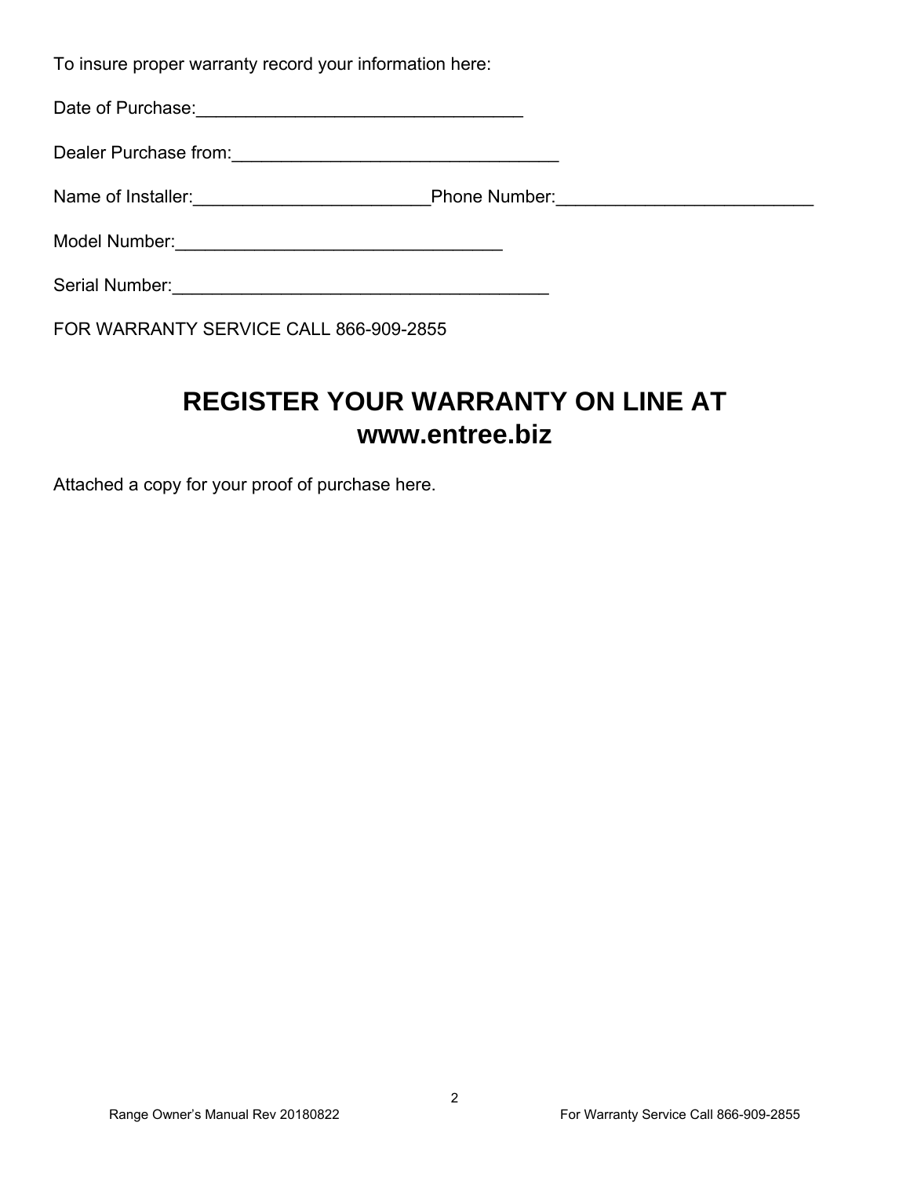To insure proper warranty record your information here:

Date of Purchase:_________________________________

Dealer Purchase from:_________________________________

Name of Installer:________________________Phone Number:__________________________

Model Number:_________________________________

Serial Number:______________________________________

FOR WARRANTY SERVICE CALL 866-909-2855

## REGISTER YOUR WARRANTY ON LINE AT www.entree.biz

Attached a copy for your proof of purchase here.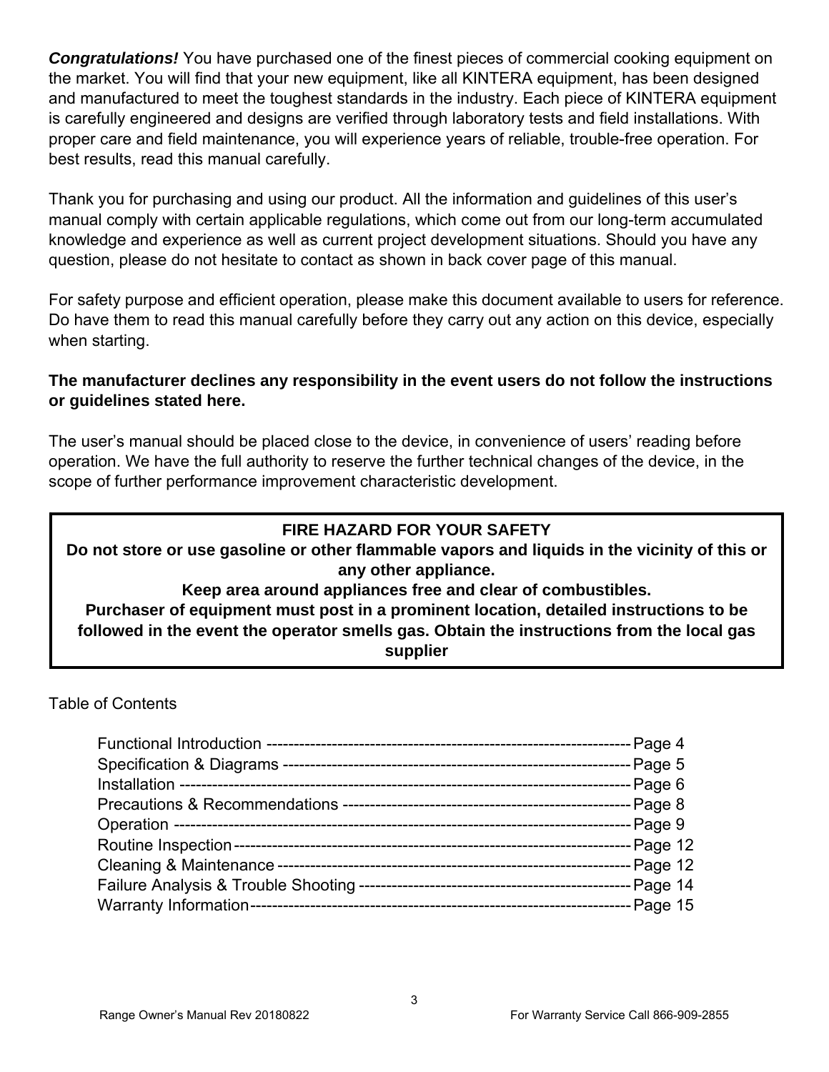***Congratulations!*** You have purchased one of the finest pieces of commercial cooking equipment on the market. You will find that your new equipment, like all KINTERA equipment, has been designed and manufactured to meet the toughest standards in the industry. Each piece of KINTERA equipment is carefully engineered and designs are verified through laboratory tests and field installations. With proper care and field maintenance, you will experience years of reliable, trouble-free operation. For best results, read this manual carefully.

Thank you for purchasing and using our product. All the information and guidelines of this user's manual comply with certain applicable regulations, which come out from our long-term accumulated knowledge and experience as well as current project development situations. Should you have any question, please do not hesitate to contact as shown in back cover page of this manual.

For safety purpose and efficient operation, please make this document available to users for reference. Do have them to read this manual carefully before they carry out any action on this device, especially when starting.

**The manufacturer declines any responsibility in the event users do not follow the instructions or guidelines stated here.**

The user's manual should be placed close to the device, in convenience of users' reading before operation. We have the full authority to reserve the further technical changes of the device, in the scope of further performance improvement characteristic development.

> **FIRE HAZARD FOR YOUR SAFETY**
> **Do not store or use gasoline or other flammable vapors and liquids in the vicinity of this or any other appliance.**
> **Keep area around appliances free and clear of combustibles.**
> **Purchaser of equipment must post in a prominent location, detailed instructions to be followed in the event the operator smells gas. Obtain the instructions from the local gas supplier**

Table of Contents

- Functional Introduction ---------------- Page 4
- Specification & Diagrams ---------------- Page 5
- Installation ---------------- Page 6
- Precautions & Recommendations ---------------- Page 8
- Operation ---------------- Page 9
- Routine Inspection ---------------- Page 12
- Cleaning & Maintenance ---------------- Page 12
- Failure Analysis & Trouble Shooting ---------------- Page 14
- Warranty Information ---------------- Page 15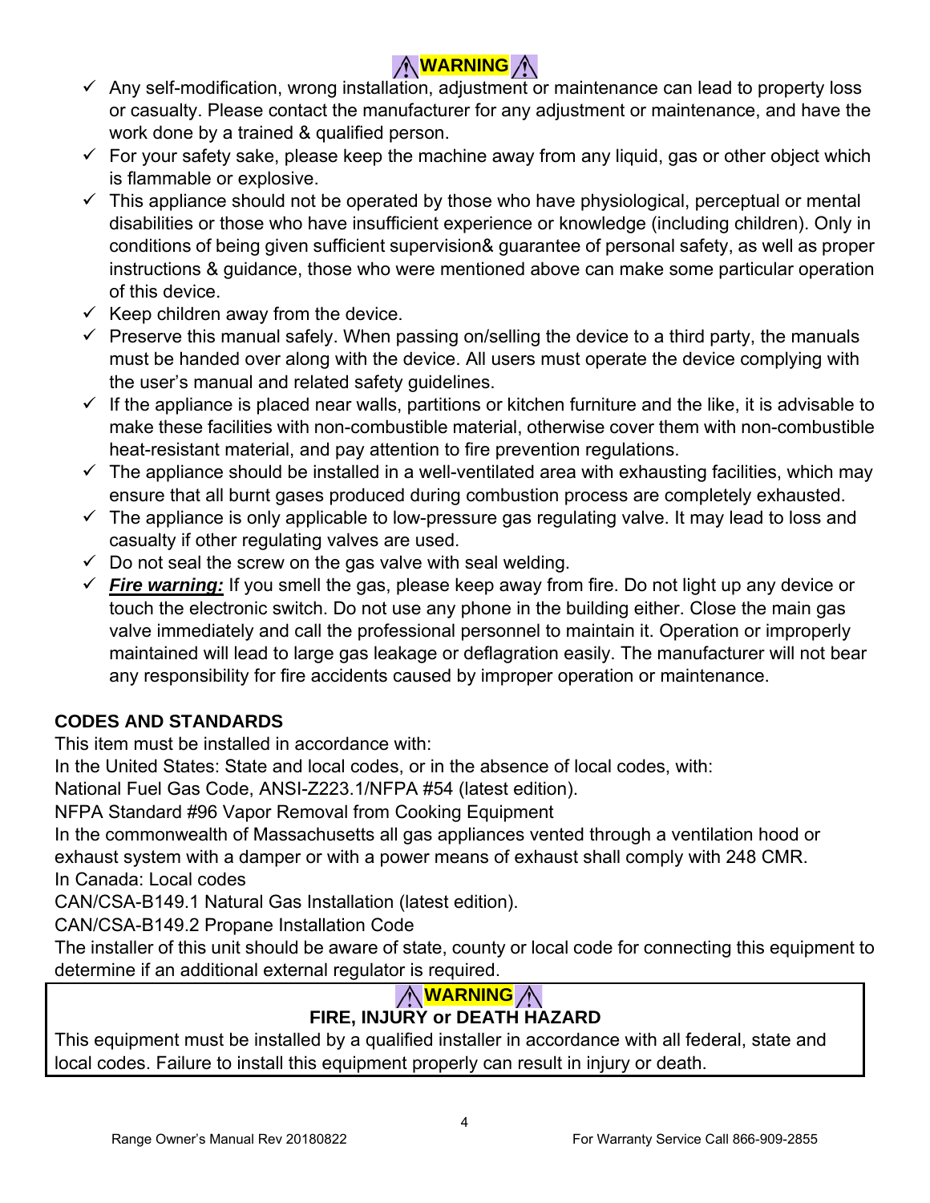## ⚠ WARNING ⚠

- ✓ Any self-modification, wrong installation, adjustment or maintenance can lead to property loss or casualty. Please contact the manufacturer for any adjustment or maintenance, and have the work done by a trained & qualified person.
- ✓ For your safety sake, please keep the machine away from any liquid, gas or other object which is flammable or explosive.
- ✓ This appliance should not be operated by those who have physiological, perceptual or mental disabilities or those who have insufficient experience or knowledge (including children). Only in conditions of being given sufficient supervision& guarantee of personal safety, as well as proper instructions & guidance, those who were mentioned above can make some particular operation of this device.
- ✓ Keep children away from the device.
- ✓ Preserve this manual safely. When passing on/selling the device to a third party, the manuals must be handed over along with the device. All users must operate the device complying with the user's manual and related safety guidelines.
- ✓ If the appliance is placed near walls, partitions or kitchen furniture and the like, it is advisable to make these facilities with non-combustible material, otherwise cover them with non-combustible heat-resistant material, and pay attention to fire prevention regulations.
- ✓ The appliance should be installed in a well-ventilated area with exhausting facilities, which may ensure that all burnt gases produced during combustion process are completely exhausted.
- ✓ The appliance is only applicable to low-pressure gas regulating valve. It may lead to loss and casualty if other regulating valves are used.
- ✓ Do not seal the screw on the gas valve with seal welding.
- ✓ ***Fire warning:*** If you smell the gas, please keep away from fire. Do not light up any device or touch the electronic switch. Do not use any phone in the building either. Close the main gas valve immediately and call the professional personnel to maintain it. Operation or improperly maintained will lead to large gas leakage or deflagration easily. The manufacturer will not bear any responsibility for fire accidents caused by improper operation or maintenance.

## CODES AND STANDARDS

This item must be installed in accordance with:

In the United States: State and local codes, or in the absence of local codes, with:

National Fuel Gas Code, ANSI-Z223.1/NFPA #54 (latest edition).

NFPA Standard #96 Vapor Removal from Cooking Equipment

In the commonwealth of Massachusetts all gas appliances vented through a ventilation hood or exhaust system with a damper or with a power means of exhaust shall comply with 248 CMR.

In Canada: Local codes

CAN/CSA-B149.1 Natural Gas Installation (latest edition).

CAN/CSA-B149.2 Propane Installation Code

The installer of this unit should be aware of state, county or local code for connecting this equipment to determine if an additional external regulator is required.

## ⚠ WARNING ⚠

**FIRE, INJURY or DEATH HAZARD**

This equipment must be installed by a qualified installer in accordance with all federal, state and local codes. Failure to install this equipment properly can result in injury or death.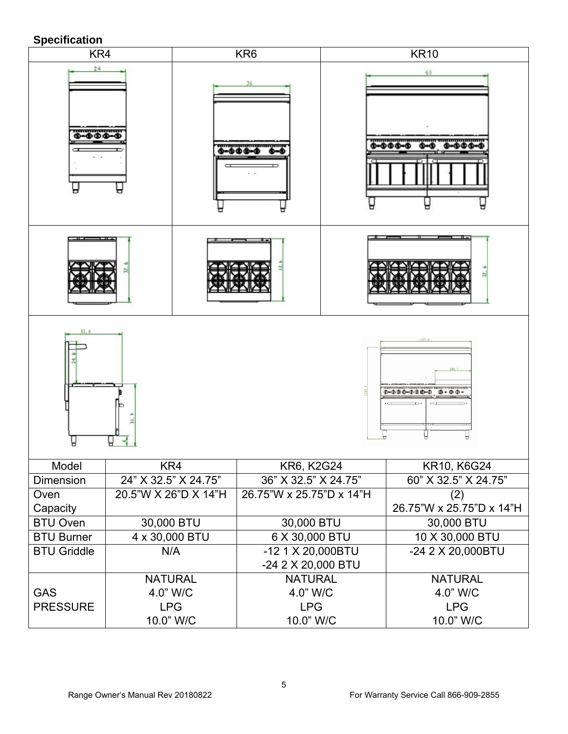## Specification

| KR4 | KR6 | KR10 |
|---|---|---|

| Model | KR4 | KR6, K2G24 | KR10, K6G24 |
|---|---|---|---|
| Dimension | 24" X 32.5" X 24.75" | 36" X 32.5" X 24.75" | 60" X 32.5" X 24.75" |
| Oven Capacity | 20.5"W X 26"D X 14"H | 26.75"W x 25.75"D x 14"H | (2) 26.75"W x 25.75"D x 14"H |
| BTU Oven | 30,000 BTU | 30,000 BTU | 30,000 BTU |
| BTU Burner | 4 x 30,000 BTU | 6 X 30,000 BTU | 10 X 30,000 BTU |
| BTU Griddle | N/A | -12 1 X 20,000BTU<br>-24 2 X 20,000 BTU | -24 2 X 20,000BTU |
| GAS PRESSURE | NATURAL<br>4.0" W/C<br>LPG<br>10.0" W/C | NATURAL<br>4.0" W/C<br>LPG<br>10.0" W/C | NATURAL<br>4.0" W/C<br>LPG<br>10.0" W/C |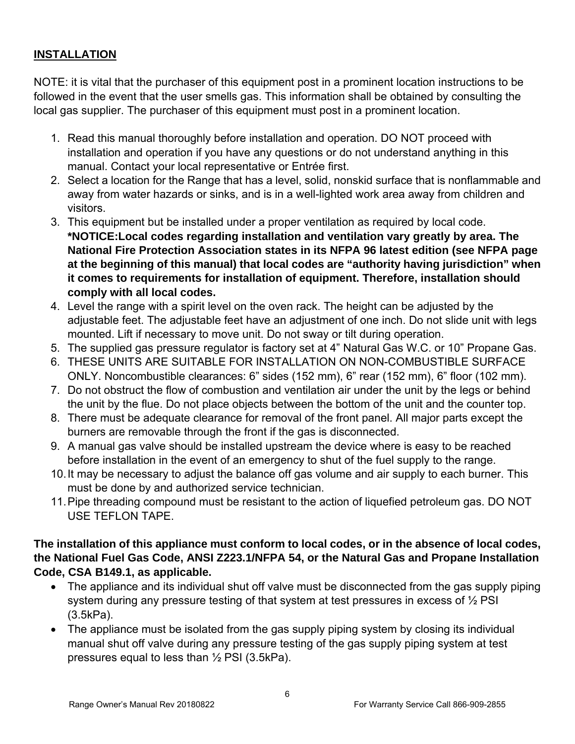## INSTALLATION

NOTE: it is vital that the purchaser of this equipment post in a prominent location instructions to be followed in the event that the user smells gas. This information shall be obtained by consulting the local gas supplier. The purchaser of this equipment must post in a prominent location.

1. Read this manual thoroughly before installation and operation. DO NOT proceed with installation and operation if you have any questions or do not understand anything in this manual. Contact your local representative or Entrée first.
2. Select a location for the Range that has a level, solid, nonskid surface that is nonflammable and away from water hazards or sinks, and is in a well-lighted work area away from children and visitors.
3. This equipment but be installed under a proper ventilation as required by local code. **\*NOTICE:Local codes regarding installation and ventilation vary greatly by area. The National Fire Protection Association states in its NFPA 96 latest edition (see NFPA page at the beginning of this manual) that local codes are "authority having jurisdiction" when it comes to requirements for installation of equipment. Therefore, installation should comply with all local codes.**
4. Level the range with a spirit level on the oven rack. The height can be adjusted by the adjustable feet. The adjustable feet have an adjustment of one inch. Do not slide unit with legs mounted. Lift if necessary to move unit. Do not sway or tilt during operation.
5. The supplied gas pressure regulator is factory set at 4" Natural Gas W.C. or 10" Propane Gas.
6. THESE UNITS ARE SUITABLE FOR INSTALLATION ON NON-COMBUSTIBLE SURFACE ONLY. Noncombustible clearances: 6" sides (152 mm), 6" rear (152 mm), 6" floor (102 mm).
7. Do not obstruct the flow of combustion and ventilation air under the unit by the legs or behind the unit by the flue. Do not place objects between the bottom of the unit and the counter top.
8. There must be adequate clearance for removal of the front panel. All major parts except the burners are removable through the front if the gas is disconnected.
9. A manual gas valve should be installed upstream the device where is easy to be reached before installation in the event of an emergency to shut of the fuel supply to the range.
10. It may be necessary to adjust the balance off gas volume and air supply to each burner. This must be done by and authorized service technician.
11. Pipe threading compound must be resistant to the action of liquefied petroleum gas. DO NOT USE TEFLON TAPE.

**The installation of this appliance must conform to local codes, or in the absence of local codes, the National Fuel Gas Code, ANSI Z223.1/NFPA 54, or the Natural Gas and Propane Installation Code, CSA B149.1, as applicable.**

- The appliance and its individual shut off valve must be disconnected from the gas supply piping system during any pressure testing of that system at test pressures in excess of ½ PSI (3.5kPa).
- The appliance must be isolated from the gas supply piping system by closing its individual manual shut off valve during any pressure testing of the gas supply piping system at test pressures equal to less than ½ PSI (3.5kPa).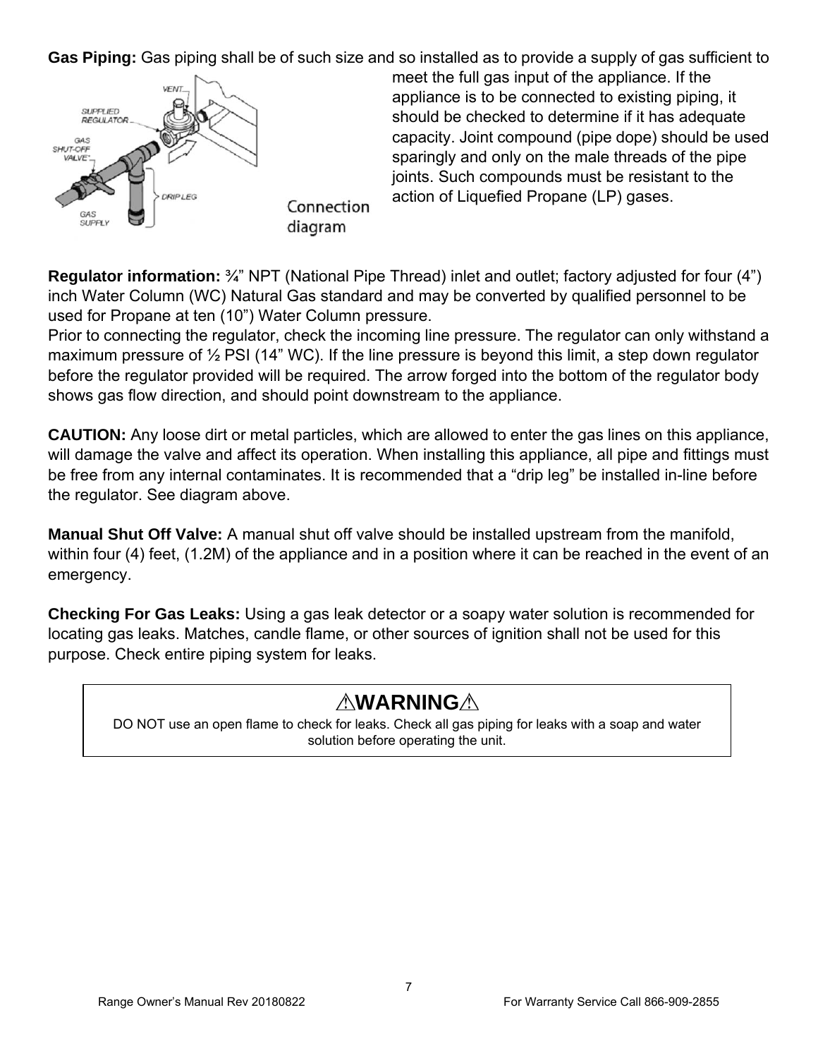**Gas Piping:** Gas piping shall be of such size and so installed as to provide a supply of gas sufficient to meet the full gas input of the appliance. If the appliance is to be connected to existing piping, it should be checked to determine if it has adequate capacity. Joint compound (pipe dope) should be used sparingly and only on the male threads of the pipe joints. Such compounds must be resistant to the action of Liquefied Propane (LP) gases.

Connection diagram

**Regulator information:** ¾" NPT (National Pipe Thread) inlet and outlet; factory adjusted for four (4") inch Water Column (WC) Natural Gas standard and may be converted by qualified personnel to be used for Propane at ten (10") Water Column pressure.
Prior to connecting the regulator, check the incoming line pressure. The regulator can only withstand a maximum pressure of ½ PSI (14" WC). If the line pressure is beyond this limit, a step down regulator before the regulator provided will be required. The arrow forged into the bottom of the regulator body shows gas flow direction, and should point downstream to the appliance.

**CAUTION:** Any loose dirt or metal particles, which are allowed to enter the gas lines on this appliance, will damage the valve and affect its operation. When installing this appliance, all pipe and fittings must be free from any internal contaminates. It is recommended that a "drip leg" be installed in-line before the regulator. See diagram above.

**Manual Shut Off Valve:** A manual shut off valve should be installed upstream from the manifold, within four (4) feet, (1.2M) of the appliance and in a position where it can be reached in the event of an emergency.

**Checking For Gas Leaks:** Using a gas leak detector or a soapy water solution is recommended for locating gas leaks. Matches, candle flame, or other sources of ignition shall not be used for this purpose. Check entire piping system for leaks.

**⚠WARNING⚠**

DO NOT use an open flame to check for leaks. Check all gas piping for leaks with a soap and water solution before operating the unit.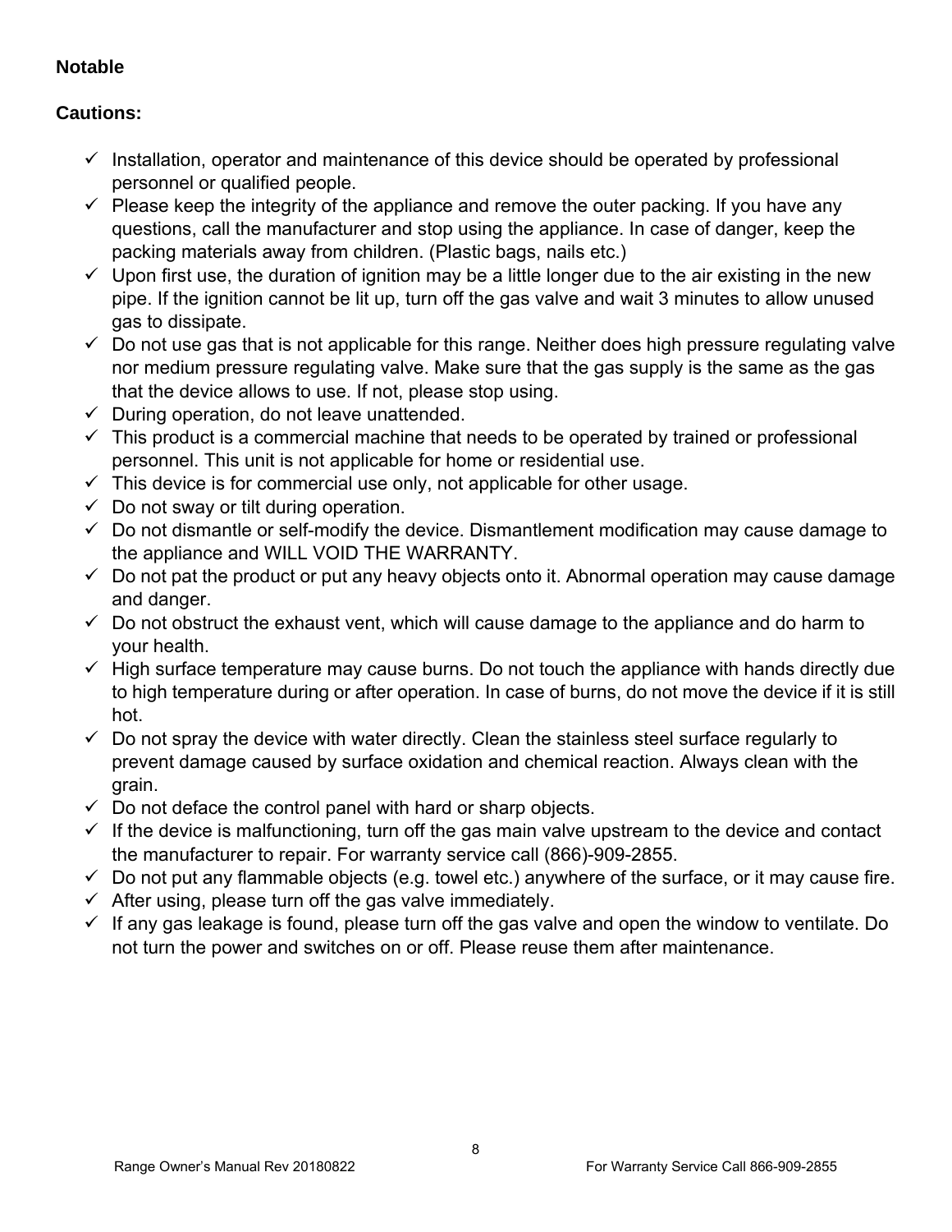**Notable**

**Cautions:**

- ✓ Installation, operator and maintenance of this device should be operated by professional personnel or qualified people.
- ✓ Please keep the integrity of the appliance and remove the outer packing. If you have any questions, call the manufacturer and stop using the appliance. In case of danger, keep the packing materials away from children. (Plastic bags, nails etc.)
- ✓ Upon first use, the duration of ignition may be a little longer due to the air existing in the new pipe. If the ignition cannot be lit up, turn off the gas valve and wait 3 minutes to allow unused gas to dissipate.
- ✓ Do not use gas that is not applicable for this range. Neither does high pressure regulating valve nor medium pressure regulating valve. Make sure that the gas supply is the same as the gas that the device allows to use. If not, please stop using.
- ✓ During operation, do not leave unattended.
- ✓ This product is a commercial machine that needs to be operated by trained or professional personnel. This unit is not applicable for home or residential use.
- ✓ This device is for commercial use only, not applicable for other usage.
- ✓ Do not sway or tilt during operation.
- ✓ Do not dismantle or self-modify the device. Dismantlement modification may cause damage to the appliance and WILL VOID THE WARRANTY.
- ✓ Do not pat the product or put any heavy objects onto it. Abnormal operation may cause damage and danger.
- ✓ Do not obstruct the exhaust vent, which will cause damage to the appliance and do harm to your health.
- ✓ High surface temperature may cause burns. Do not touch the appliance with hands directly due to high temperature during or after operation. In case of burns, do not move the device if it is still hot.
- ✓ Do not spray the device with water directly. Clean the stainless steel surface regularly to prevent damage caused by surface oxidation and chemical reaction. Always clean with the grain.
- ✓ Do not deface the control panel with hard or sharp objects.
- ✓ If the device is malfunctioning, turn off the gas main valve upstream to the device and contact the manufacturer to repair. For warranty service call (866)-909-2855.
- ✓ Do not put any flammable objects (e.g. towel etc.) anywhere of the surface, or it may cause fire.
- ✓ After using, please turn off the gas valve immediately.
- ✓ If any gas leakage is found, please turn off the gas valve and open the window to ventilate. Do not turn the power and switches on or off. Please reuse them after maintenance.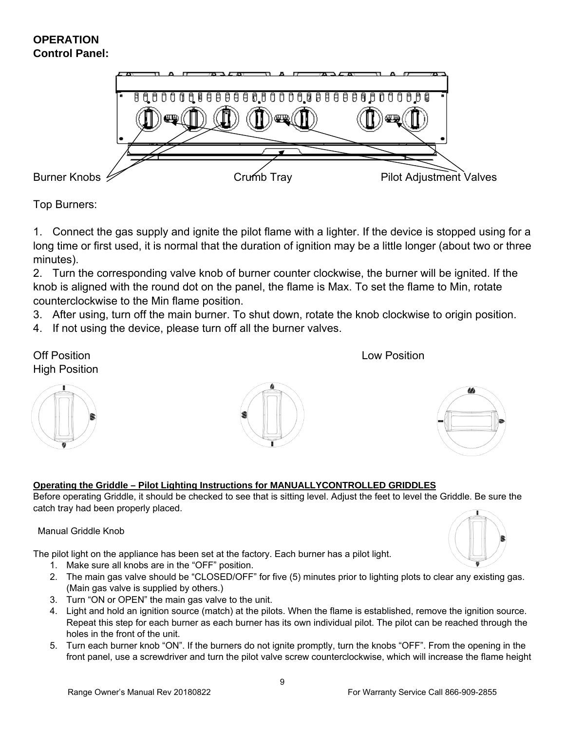**OPERATION**
**Control Panel:**

Burner Knobs Crumb Tray Pilot Adjustment Valves

Top Burners:

1. Connect the gas supply and ignite the pilot flame with a lighter. If the device is stopped using for a long time or first used, it is normal that the duration of ignition may be a little longer (about two or three minutes).
2. Turn the corresponding valve knob of burner counter clockwise, the burner will be ignited. If the knob is aligned with the round dot on the panel, the flame is Max. To set the flame to Min, rotate counterclockwise to the Min flame position.
3. After using, turn off the main burner. To shut down, rotate the knob clockwise to origin position.
4. If not using the device, please turn off all the burner valves.

Off Position Low Position
High Position

**Operating the Griddle – Pilot Lighting Instructions for MANUALLYCONTROLLED GRIDDLES**

Before operating Griddle, it should be checked to see that is sitting level. Adjust the feet to level the Griddle. Be sure the catch tray had been properly placed.

Manual Griddle Knob

The pilot light on the appliance has been set at the factory. Each burner has a pilot light.

1. Make sure all knobs are in the "OFF" position.
2. The main gas valve should be "CLOSED/OFF" for five (5) minutes prior to lighting plots to clear any existing gas. (Main gas valve is supplied by others.)
3. Turn "ON or OPEN" the main gas valve to the unit.
4. Light and hold an ignition source (match) at the pilots. When the flame is established, remove the ignition source. Repeat this step for each burner as each burner has its own individual pilot. The pilot can be reached through the holes in the front of the unit.
5. Turn each burner knob "ON". If the burners do not ignite promptly, turn the knobs "OFF". From the opening in the front panel, use a screwdriver and turn the pilot valve screw counterclockwise, which will increase the flame height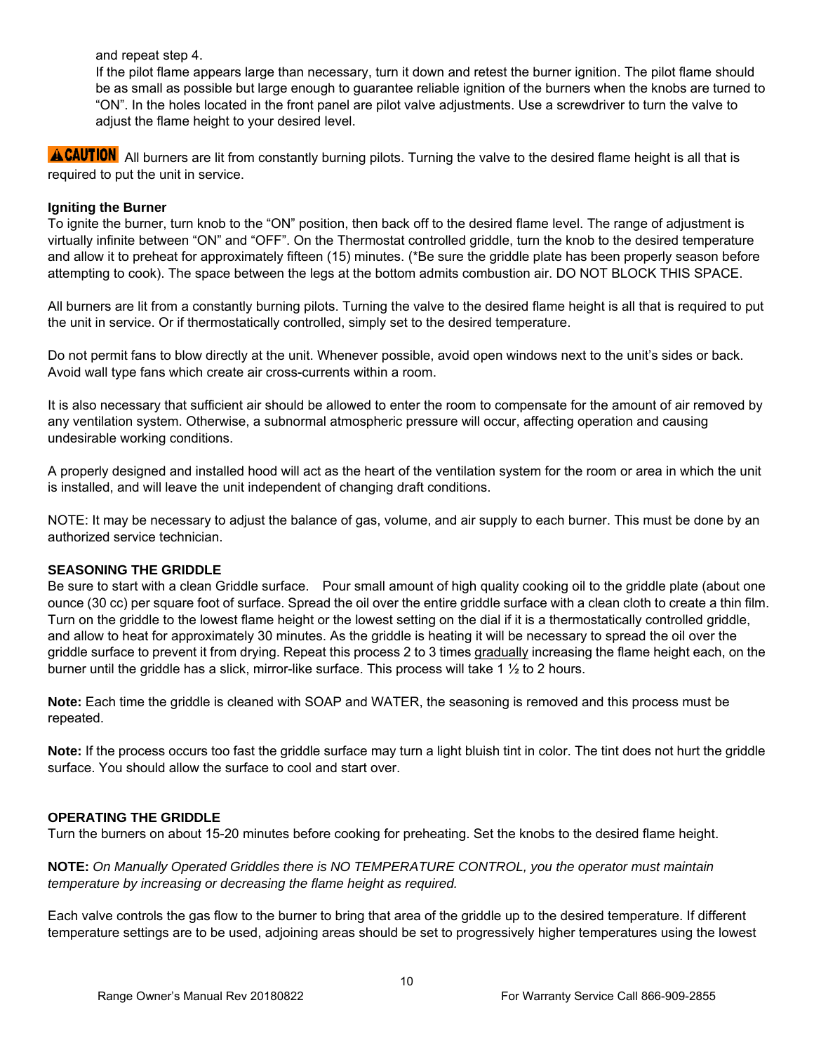and repeat step 4.

If the pilot flame appears large than necessary, turn it down and retest the burner ignition. The pilot flame should be as small as possible but large enough to guarantee reliable ignition of the burners when the knobs are turned to "ON". In the holes located in the front panel are pilot valve adjustments. Use a screwdriver to turn the valve to adjust the flame height to your desired level.

**⚠CAUTION** All burners are lit from constantly burning pilots. Turning the valve to the desired flame height is all that is required to put the unit in service.

**Igniting the Burner**

To ignite the burner, turn knob to the "ON" position, then back off to the desired flame level. The range of adjustment is virtually infinite between "ON" and "OFF". On the Thermostat controlled griddle, turn the knob to the desired temperature and allow it to preheat for approximately fifteen (15) minutes. (*Be sure the griddle plate has been properly season before attempting to cook). The space between the legs at the bottom admits combustion air. DO NOT BLOCK THIS SPACE.

All burners are lit from a constantly burning pilots. Turning the valve to the desired flame height is all that is required to put the unit in service. Or if thermostatically controlled, simply set to the desired temperature.

Do not permit fans to blow directly at the unit. Whenever possible, avoid open windows next to the unit's sides or back. Avoid wall type fans which create air cross-currents within a room.

It is also necessary that sufficient air should be allowed to enter the room to compensate for the amount of air removed by any ventilation system. Otherwise, a subnormal atmospheric pressure will occur, affecting operation and causing undesirable working conditions.

A properly designed and installed hood will act as the heart of the ventilation system for the room or area in which the unit is installed, and will leave the unit independent of changing draft conditions.

NOTE: It may be necessary to adjust the balance of gas, volume, and air supply to each burner. This must be done by an authorized service technician.

**SEASONING THE GRIDDLE**

Be sure to start with a clean Griddle surface. Pour small amount of high quality cooking oil to the griddle plate (about one ounce (30 cc) per square foot of surface. Spread the oil over the entire griddle surface with a clean cloth to create a thin film. Turn on the griddle to the lowest flame height or the lowest setting on the dial if it is a thermostatically controlled griddle, and allow to heat for approximately 30 minutes. As the griddle is heating it will be necessary to spread the oil over the griddle surface to prevent it from drying. Repeat this process 2 to 3 times <u>gradually</u> increasing the flame height each, on the burner until the griddle has a slick, mirror-like surface. This process will take 1 ½ to 2 hours.

**Note:** Each time the griddle is cleaned with SOAP and WATER, the seasoning is removed and this process must be repeated.

**Note:** If the process occurs too fast the griddle surface may turn a light bluish tint in color. The tint does not hurt the griddle surface. You should allow the surface to cool and start over.

**OPERATING THE GRIDDLE**

Turn the burners on about 15-20 minutes before cooking for preheating. Set the knobs to the desired flame height.

**NOTE:** *On Manually Operated Griddles there is NO TEMPERATURE CONTROL, you the operator must maintain temperature by increasing or decreasing the flame height as required.*

Each valve controls the gas flow to the burner to bring that area of the griddle up to the desired temperature. If different temperature settings are to be used, adjoining areas should be set to progressively higher temperatures using the lowest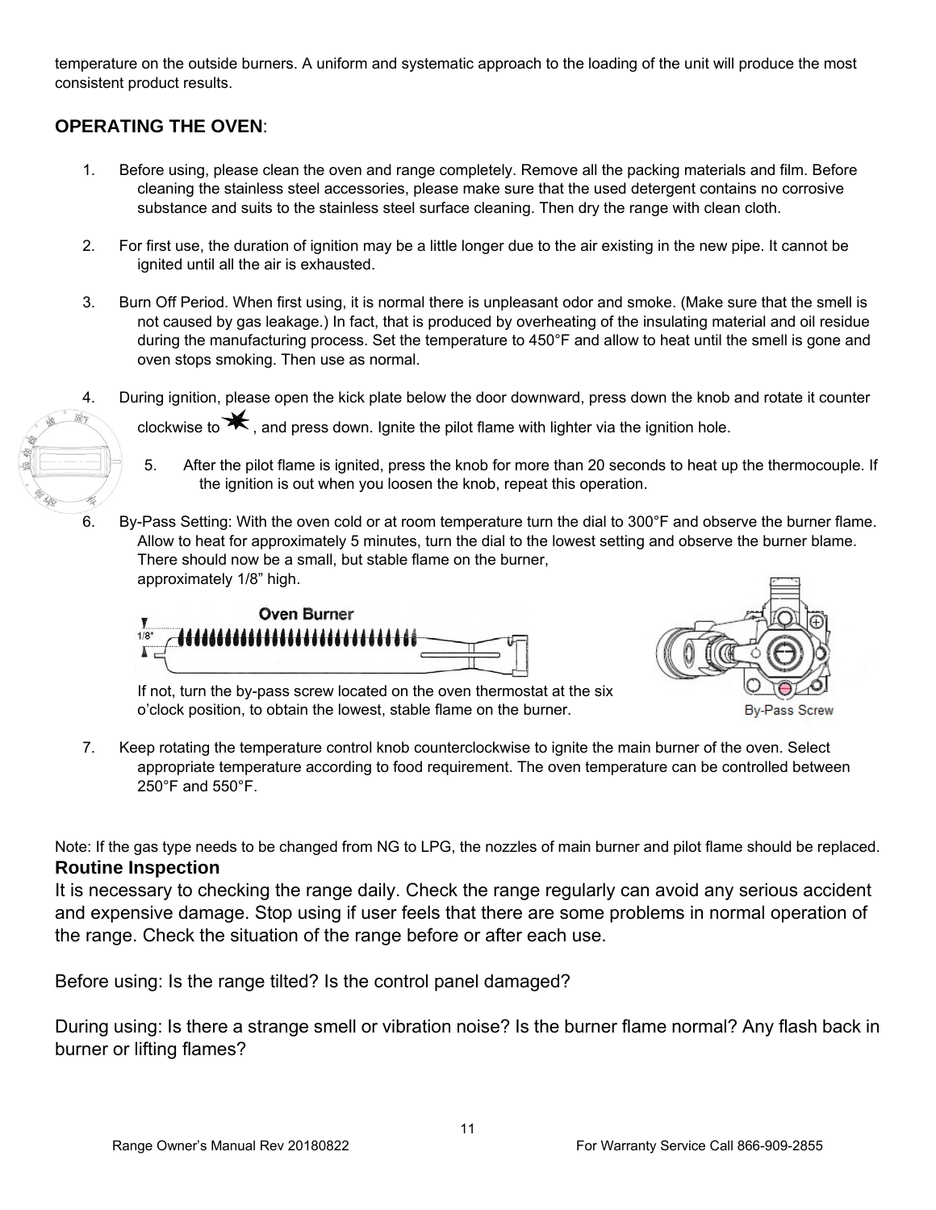temperature on the outside burners. A uniform and systematic approach to the loading of the unit will produce the most consistent product results.

## OPERATING THE OVEN:

1. Before using, please clean the oven and range completely. Remove all the packing materials and film. Before cleaning the stainless steel accessories, please make sure that the used detergent contains no corrosive substance and suits to the stainless steel surface cleaning. Then dry the range with clean cloth.

2. For first use, the duration of ignition may be a little longer due to the air existing in the new pipe. It cannot be ignited until all the air is exhausted.

3. Burn Off Period. When first using, it is normal there is unpleasant odor and smoke. (Make sure that the smell is not caused by gas leakage.) In fact, that is produced by overheating of the insulating material and oil residue during the manufacturing process. Set the temperature to 450°F and allow to heat until the smell is gone and oven stops smoking. Then use as normal.

4. During ignition, please open the kick plate below the door downward, press down the knob and rotate it counter clockwise to ✷, and press down. Ignite the pilot flame with lighter via the ignition hole.

5. After the pilot flame is ignited, press the knob for more than 20 seconds to heat up the thermocouple. If the ignition is out when you loosen the knob, repeat this operation.

6. By-Pass Setting: With the oven cold or at room temperature turn the dial to 300°F and observe the burner flame. Allow to heat for approximately 5 minutes, turn the dial to the lowest setting and observe the burner blame. There should now be a small, but stable flame on the burner, approximately 1/8" high.

   Oven Burner

   1/8"

   If not, turn the by-pass screw located on the oven thermostat at the six o'clock position, to obtain the lowest, stable flame on the burner.

   By-Pass Screw

7. Keep rotating the temperature control knob counterclockwise to ignite the main burner of the oven. Select appropriate temperature according to food requirement. The oven temperature can be controlled between 250°F and 550°F.

Note: If the gas type needs to be changed from NG to LPG, the nozzles of main burner and pilot flame should be replaced.

**Routine Inspection**

It is necessary to checking the range daily. Check the range regularly can avoid any serious accident and expensive damage. Stop using if user feels that there are some problems in normal operation of the range. Check the situation of the range before or after each use.

Before using: Is the range tilted? Is the control panel damaged?

During using: Is there a strange smell or vibration noise? Is the burner flame normal? Any flash back in burner or lifting flames?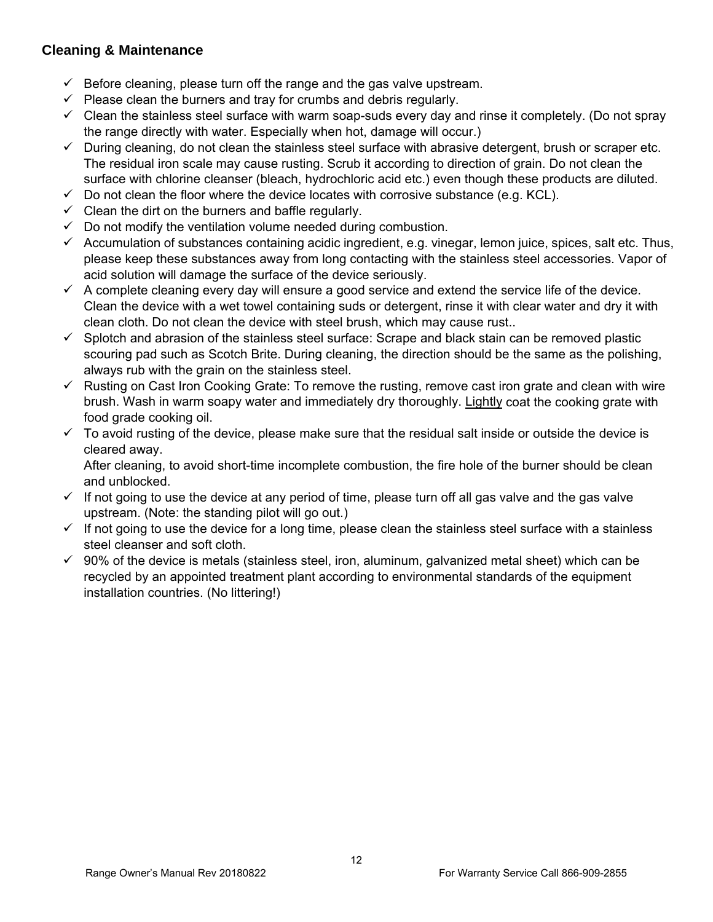## Cleaning & Maintenance

- ✓ Before cleaning, please turn off the range and the gas valve upstream.
- ✓ Please clean the burners and tray for crumbs and debris regularly.
- ✓ Clean the stainless steel surface with warm soap-suds every day and rinse it completely. (Do not spray the range directly with water. Especially when hot, damage will occur.)
- ✓ During cleaning, do not clean the stainless steel surface with abrasive detergent, brush or scraper etc. The residual iron scale may cause rusting. Scrub it according to direction of grain. Do not clean the surface with chlorine cleanser (bleach, hydrochloric acid etc.) even though these products are diluted.
- ✓ Do not clean the floor where the device locates with corrosive substance (e.g. KCL).
- ✓ Clean the dirt on the burners and baffle regularly.
- ✓ Do not modify the ventilation volume needed during combustion.
- ✓ Accumulation of substances containing acidic ingredient, e.g. vinegar, lemon juice, spices, salt etc. Thus, please keep these substances away from long contacting with the stainless steel accessories. Vapor of acid solution will damage the surface of the device seriously.
- ✓ A complete cleaning every day will ensure a good service and extend the service life of the device. Clean the device with a wet towel containing suds or detergent, rinse it with clear water and dry it with clean cloth. Do not clean the device with steel brush, which may cause rust..
- ✓ Splotch and abrasion of the stainless steel surface: Scrape and black stain can be removed plastic scouring pad such as Scotch Brite. During cleaning, the direction should be the same as the polishing, always rub with the grain on the stainless steel.
- ✓ Rusting on Cast Iron Cooking Grate: To remove the rusting, remove cast iron grate and clean with wire brush. Wash in warm soapy water and immediately dry thoroughly. Lightly coat the cooking grate with food grade cooking oil.
- ✓ To avoid rusting of the device, please make sure that the residual salt inside or outside the device is cleared away.
  After cleaning, to avoid short-time incomplete combustion, the fire hole of the burner should be clean and unblocked.
- ✓ If not going to use the device at any period of time, please turn off all gas valve and the gas valve upstream. (Note: the standing pilot will go out.)
- ✓ If not going to use the device for a long time, please clean the stainless steel surface with a stainless steel cleanser and soft cloth.
- ✓ 90% of the device is metals (stainless steel, iron, aluminum, galvanized metal sheet) which can be recycled by an appointed treatment plant according to environmental standards of the equipment installation countries. (No littering!)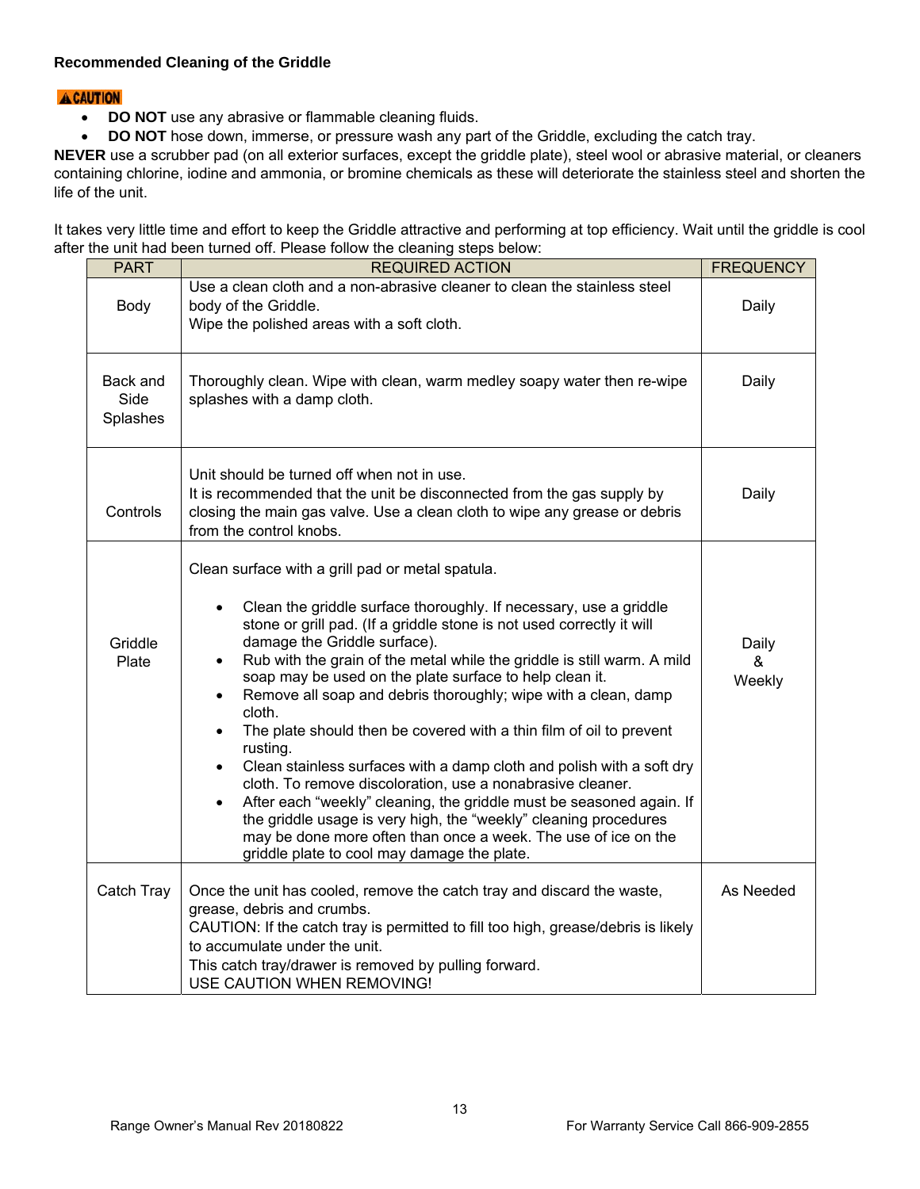### Recommended Cleaning of the Griddle

**⚠CAUTION**

- **DO NOT** use any abrasive or flammable cleaning fluids.
- **DO NOT** hose down, immerse, or pressure wash any part of the Griddle, excluding the catch tray.

**NEVER** use a scrubber pad (on all exterior surfaces, except the griddle plate), steel wool or abrasive material, or cleaners containing chlorine, iodine and ammonia, or bromine chemicals as these will deteriorate the stainless steel and shorten the life of the unit.

It takes very little time and effort to keep the Griddle attractive and performing at top efficiency. Wait until the griddle is cool after the unit had been turned off. Please follow the cleaning steps below:

| PART | REQUIRED ACTION | FREQUENCY |
|---|---|---|
| Body | Use a clean cloth and a non-abrasive cleaner to clean the stainless steel body of the Griddle.<br>Wipe the polished areas with a soft cloth. | Daily |
| Back and Side Splashes | Thoroughly clean. Wipe with clean, warm medley soapy water then re-wipe splashes with a damp cloth. | Daily |
| Controls | Unit should be turned off when not in use.<br>It is recommended that the unit be disconnected from the gas supply by closing the main gas valve. Use a clean cloth to wipe any grease or debris from the control knobs. | Daily |
| Griddle Plate | Clean surface with a grill pad or metal spatula.<br>• Clean the griddle surface thoroughly. If necessary, use a griddle stone or grill pad. (If a griddle stone is not used correctly it will damage the Griddle surface).<br>• Rub with the grain of the metal while the griddle is still warm. A mild soap may be used on the plate surface to help clean it.<br>• Remove all soap and debris thoroughly; wipe with a clean, damp cloth.<br>• The plate should then be covered with a thin film of oil to prevent rusting.<br>• Clean stainless surfaces with a damp cloth and polish with a soft dry cloth. To remove discoloration, use a nonabrasive cleaner.<br>• After each "weekly" cleaning, the griddle must be seasoned again. If the griddle usage is very high, the "weekly" cleaning procedures may be done more often than once a week. The use of ice on the griddle plate to cool may damage the plate. | Daily<br>&<br>Weekly |
| Catch Tray | Once the unit has cooled, remove the catch tray and discard the waste, grease, debris and crumbs.<br>CAUTION: If the catch tray is permitted to fill too high, grease/debris is likely to accumulate under the unit.<br>This catch tray/drawer is removed by pulling forward.<br>USE CAUTION WHEN REMOVING! | As Needed |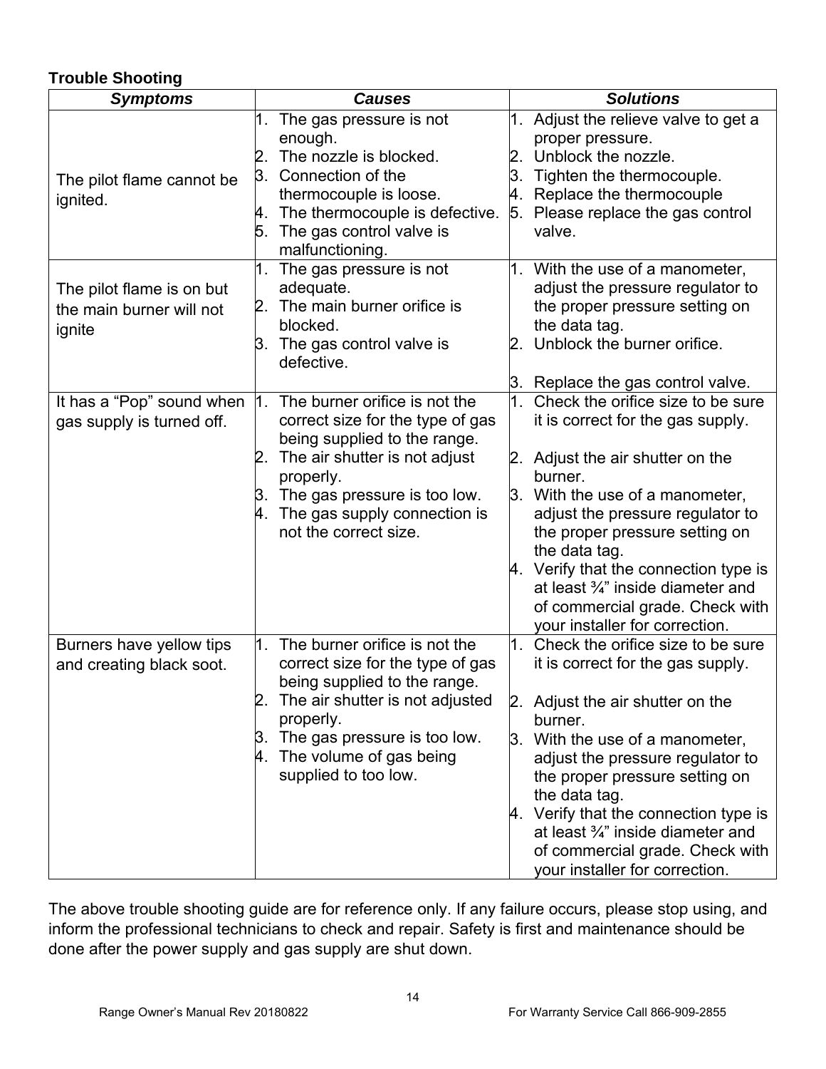### Trouble Shooting

| ***Symptoms*** | ***Causes*** | ***Solutions*** |
|---|---|---|
| The pilot flame cannot be ignited. | 1. The gas pressure is not enough.<br>2. The nozzle is blocked.<br>3. Connection of the thermocouple is loose.<br>4. The thermocouple is defective.<br>5. The gas control valve is malfunctioning. | 1. Adjust the relieve valve to get a proper pressure.<br>2. Unblock the nozzle.<br>3. Tighten the thermocouple.<br>4. Replace the thermocouple<br>5. Please replace the gas control valve. |
| The pilot flame is on but the main burner will not ignite | 1. The gas pressure is not adequate.<br>2. The main burner orifice is blocked.<br>3. The gas control valve is defective. | 1. With the use of a manometer, adjust the pressure regulator to the proper pressure setting on the data tag.<br>2. Unblock the burner orifice.<br>3. Replace the gas control valve. |
| It has a “Pop” sound when gas supply is turned off. | 1. The burner orifice is not the correct size for the type of gas being supplied to the range.<br>2. The air shutter is not adjust properly.<br>3. The gas pressure is too low.<br>4. The gas supply connection is not the correct size. | 1. Check the orifice size to be sure it is correct for the gas supply.<br>2. Adjust the air shutter on the burner.<br>3. With the use of a manometer, adjust the pressure regulator to the proper pressure setting on the data tag.<br>4. Verify that the connection type is at least ¾” inside diameter and of commercial grade. Check with your installer for correction. |
| Burners have yellow tips and creating black soot. | 1. The burner orifice is not the correct size for the type of gas being supplied to the range.<br>2. The air shutter is not adjusted properly.<br>3. The gas pressure is too low.<br>4. The volume of gas being supplied to too low. | 1. Check the orifice size to be sure it is correct for the gas supply.<br>2. Adjust the air shutter on the burner.<br>3. With the use of a manometer, adjust the pressure regulator to the proper pressure setting on the data tag.<br>4. Verify that the connection type is at least ¾” inside diameter and of commercial grade. Check with your installer for correction. |

The above trouble shooting guide are for reference only. If any failure occurs, please stop using, and inform the professional technicians to check and repair. Safety is first and maintenance should be done after the power supply and gas supply are shut down.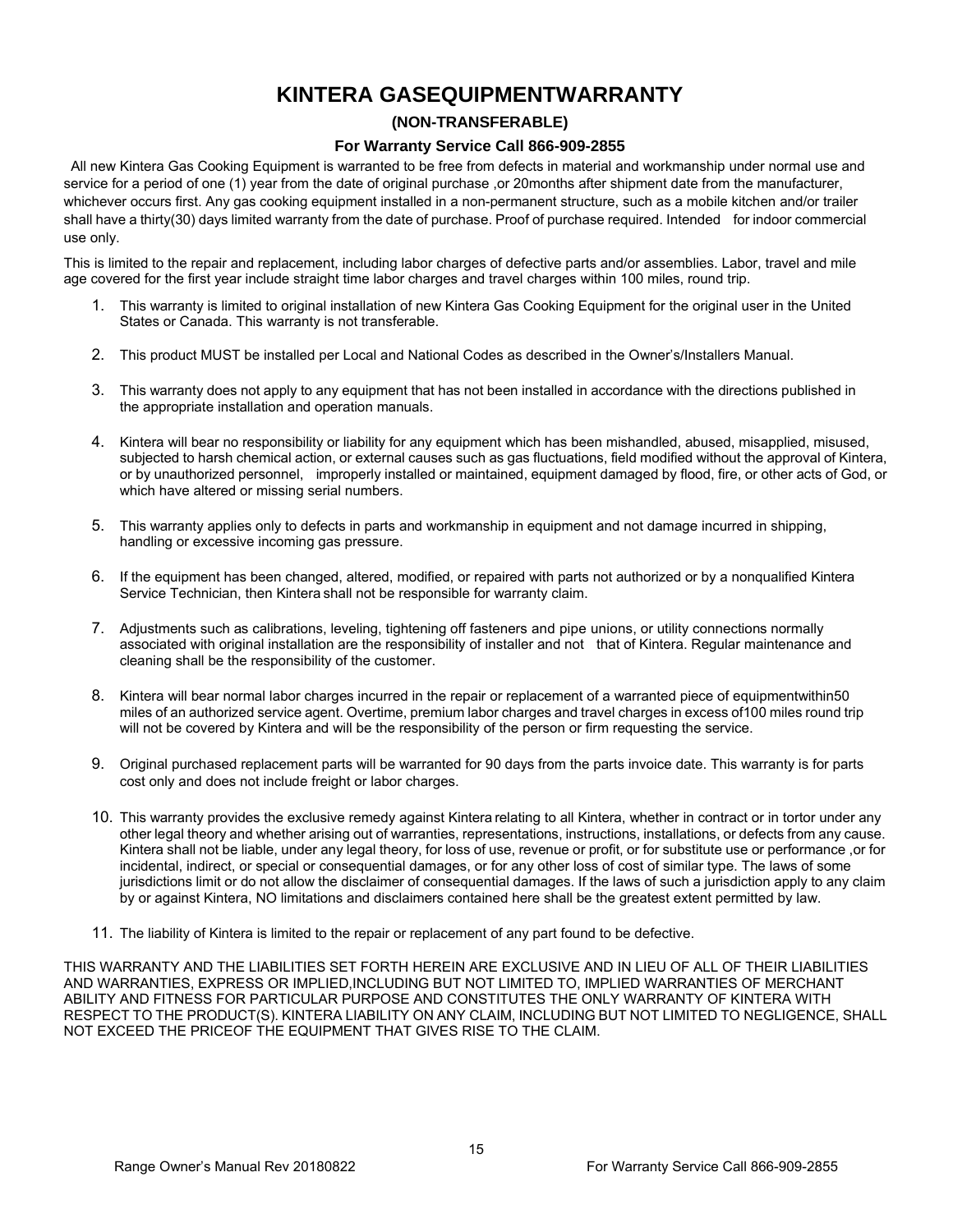# KINTERA GASEQUIPMENTWARRANTY

**(NON-TRANSFERABLE)**

**For Warranty Service Call 866-909-2855**

All new Kintera Gas Cooking Equipment is warranted to be free from defects in material and workmanship under normal use and service for a period of one (1) year from the date of original purchase ,or 20months after shipment date from the manufacturer, whichever occurs first. Any gas cooking equipment installed in a non-permanent structure, such as a mobile kitchen and/or trailer shall have a thirty(30) days limited warranty from the date of purchase. Proof of purchase required. Intended for indoor commercial use only.

This is limited to the repair and replacement, including labor charges of defective parts and/or assemblies. Labor, travel and mile age covered for the first year include straight time labor charges and travel charges within 100 miles, round trip.

1. This warranty is limited to original installation of new Kintera Gas Cooking Equipment for the original user in the United States or Canada. This warranty is not transferable.

2. This product MUST be installed per Local and National Codes as described in the Owner's/Installers Manual.

3. This warranty does not apply to any equipment that has not been installed in accordance with the directions published in the appropriate installation and operation manuals.

4. Kintera will bear no responsibility or liability for any equipment which has been mishandled, abused, misapplied, misused, subjected to harsh chemical action, or external causes such as gas fluctuations, field modified without the approval of Kintera, or by unauthorized personnel, improperly installed or maintained, equipment damaged by flood, fire, or other acts of God, or which have altered or missing serial numbers.

5. This warranty applies only to defects in parts and workmanship in equipment and not damage incurred in shipping, handling or excessive incoming gas pressure.

6. If the equipment has been changed, altered, modified, or repaired with parts not authorized or by a nonqualified Kintera Service Technician, then Kintera shall not be responsible for warranty claim.

7. Adjustments such as calibrations, leveling, tightening off fasteners and pipe unions, or utility connections normally associated with original installation are the responsibility of installer and not that of Kintera. Regular maintenance and cleaning shall be the responsibility of the customer.

8. Kintera will bear normal labor charges incurred in the repair or replacement of a warranted piece of equipmentwithin50 miles of an authorized service agent. Overtime, premium labor charges and travel charges in excess of100 miles round trip will not be covered by Kintera and will be the responsibility of the person or firm requesting the service.

9. Original purchased replacement parts will be warranted for 90 days from the parts invoice date. This warranty is for parts cost only and does not include freight or labor charges.

10. This warranty provides the exclusive remedy against Kintera relating to all Kintera, whether in contract or in tortor under any other legal theory and whether arising out of warranties, representations, instructions, installations, or defects from any cause. Kintera shall not be liable, under any legal theory, for loss of use, revenue or profit, or for substitute use or performance ,or for incidental, indirect, or special or consequential damages, or for any other loss of cost of similar type. The laws of some jurisdictions limit or do not allow the disclaimer of consequential damages. If the laws of such a jurisdiction apply to any claim by or against Kintera, NO limitations and disclaimers contained here shall be the greatest extent permitted by law.

11. The liability of Kintera is limited to the repair or replacement of any part found to be defective.

THIS WARRANTY AND THE LIABILITIES SET FORTH HEREIN ARE EXCLUSIVE AND IN LIEU OF ALL OF THEIR LIABILITIES AND WARRANTIES, EXPRESS OR IMPLIED,INCLUDING BUT NOT LIMITED TO, IMPLIED WARRANTIES OF MERCHANT ABILITY AND FITNESS FOR PARTICULAR PURPOSE AND CONSTITUTES THE ONLY WARRANTY OF KINTERA WITH RESPECT TO THE PRODUCT(S). KINTERA LIABILITY ON ANY CLAIM, INCLUDING BUT NOT LIMITED TO NEGLIGENCE, SHALL NOT EXCEED THE PRICEOF THE EQUIPMENT THAT GIVES RISE TO THE CLAIM.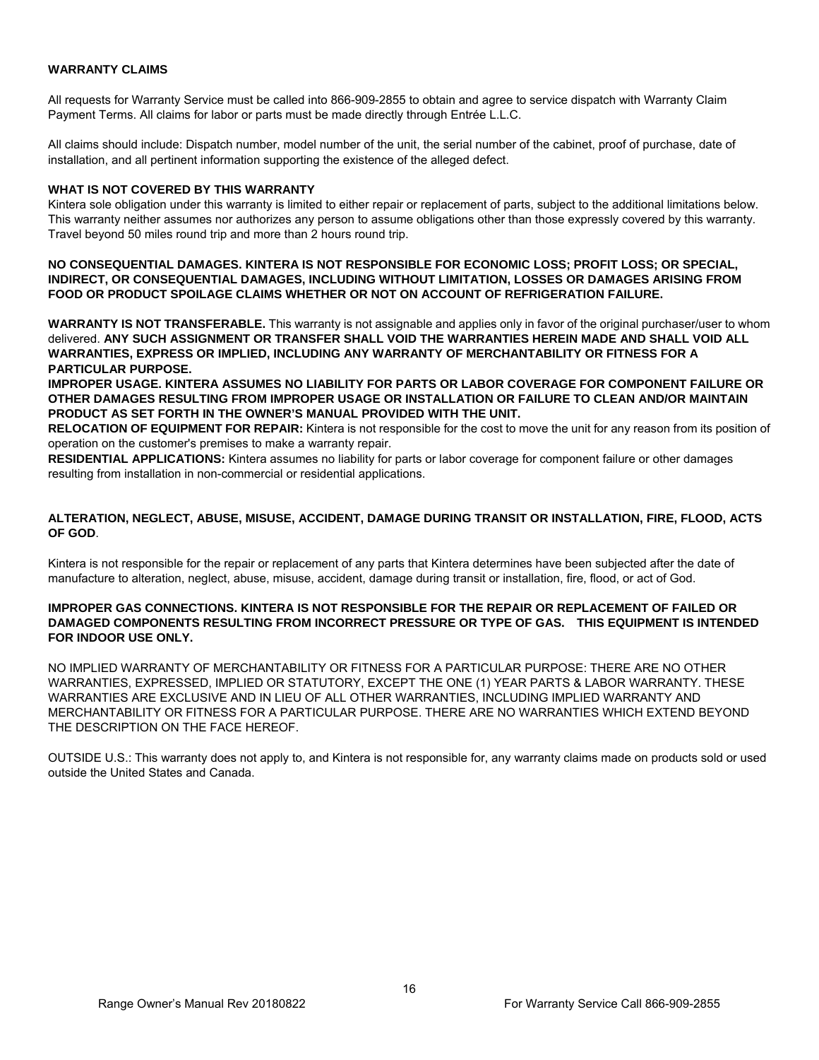**WARRANTY CLAIMS**

All requests for Warranty Service must be called into 866-909-2855 to obtain and agree to service dispatch with Warranty Claim Payment Terms. All claims for labor or parts must be made directly through Entrée L.L.C.

All claims should include: Dispatch number, model number of the unit, the serial number of the cabinet, proof of purchase, date of installation, and all pertinent information supporting the existence of the alleged defect.

**WHAT IS NOT COVERED BY THIS WARRANTY**

Kintera sole obligation under this warranty is limited to either repair or replacement of parts, subject to the additional limitations below. This warranty neither assumes nor authorizes any person to assume obligations other than those expressly covered by this warranty. Travel beyond 50 miles round trip and more than 2 hours round trip.

**NO CONSEQUENTIAL DAMAGES. KINTERA IS NOT RESPONSIBLE FOR ECONOMIC LOSS; PROFIT LOSS; OR SPECIAL, INDIRECT, OR CONSEQUENTIAL DAMAGES, INCLUDING WITHOUT LIMITATION, LOSSES OR DAMAGES ARISING FROM FOOD OR PRODUCT SPOILAGE CLAIMS WHETHER OR NOT ON ACCOUNT OF REFRIGERATION FAILURE.**

**WARRANTY IS NOT TRANSFERABLE.** This warranty is not assignable and applies only in favor of the original purchaser/user to whom delivered. **ANY SUCH ASSIGNMENT OR TRANSFER SHALL VOID THE WARRANTIES HEREIN MADE AND SHALL VOID ALL WARRANTIES, EXPRESS OR IMPLIED, INCLUDING ANY WARRANTY OF MERCHANTABILITY OR FITNESS FOR A PARTICULAR PURPOSE.**

**IMPROPER USAGE. KINTERA ASSUMES NO LIABILITY FOR PARTS OR LABOR COVERAGE FOR COMPONENT FAILURE OR OTHER DAMAGES RESULTING FROM IMPROPER USAGE OR INSTALLATION OR FAILURE TO CLEAN AND/OR MAINTAIN PRODUCT AS SET FORTH IN THE OWNER'S MANUAL PROVIDED WITH THE UNIT.**

**RELOCATION OF EQUIPMENT FOR REPAIR:** Kintera is not responsible for the cost to move the unit for any reason from its position of operation on the customer's premises to make a warranty repair.

**RESIDENTIAL APPLICATIONS:** Kintera assumes no liability for parts or labor coverage for component failure or other damages resulting from installation in non-commercial or residential applications.

**ALTERATION, NEGLECT, ABUSE, MISUSE, ACCIDENT, DAMAGE DURING TRANSIT OR INSTALLATION, FIRE, FLOOD, ACTS OF GOD**.

Kintera is not responsible for the repair or replacement of any parts that Kintera determines have been subjected after the date of manufacture to alteration, neglect, abuse, misuse, accident, damage during transit or installation, fire, flood, or act of God.

**IMPROPER GAS CONNECTIONS. KINTERA IS NOT RESPONSIBLE FOR THE REPAIR OR REPLACEMENT OF FAILED OR DAMAGED COMPONENTS RESULTING FROM INCORRECT PRESSURE OR TYPE OF GAS. THIS EQUIPMENT IS INTENDED FOR INDOOR USE ONLY.**

NO IMPLIED WARRANTY OF MERCHANTABILITY OR FITNESS FOR A PARTICULAR PURPOSE: THERE ARE NO OTHER WARRANTIES, EXPRESSED, IMPLIED OR STATUTORY, EXCEPT THE ONE (1) YEAR PARTS & LABOR WARRANTY. THESE WARRANTIES ARE EXCLUSIVE AND IN LIEU OF ALL OTHER WARRANTIES, INCLUDING IMPLIED WARRANTY AND MERCHANTABILITY OR FITNESS FOR A PARTICULAR PURPOSE. THERE ARE NO WARRANTIES WHICH EXTEND BEYOND THE DESCRIPTION ON THE FACE HEREOF.

OUTSIDE U.S.: This warranty does not apply to, and Kintera is not responsible for, any warranty claims made on products sold or used outside the United States and Canada.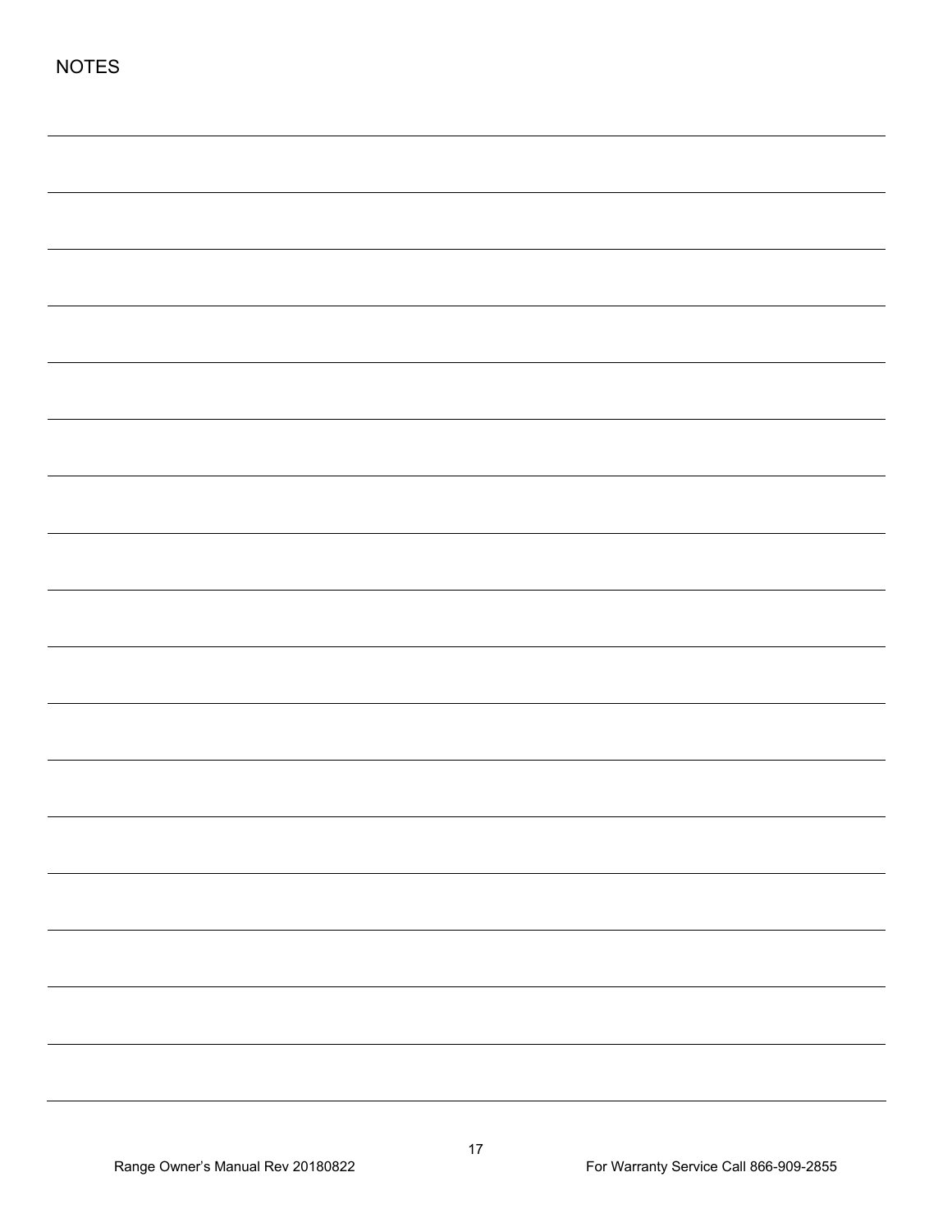NOTES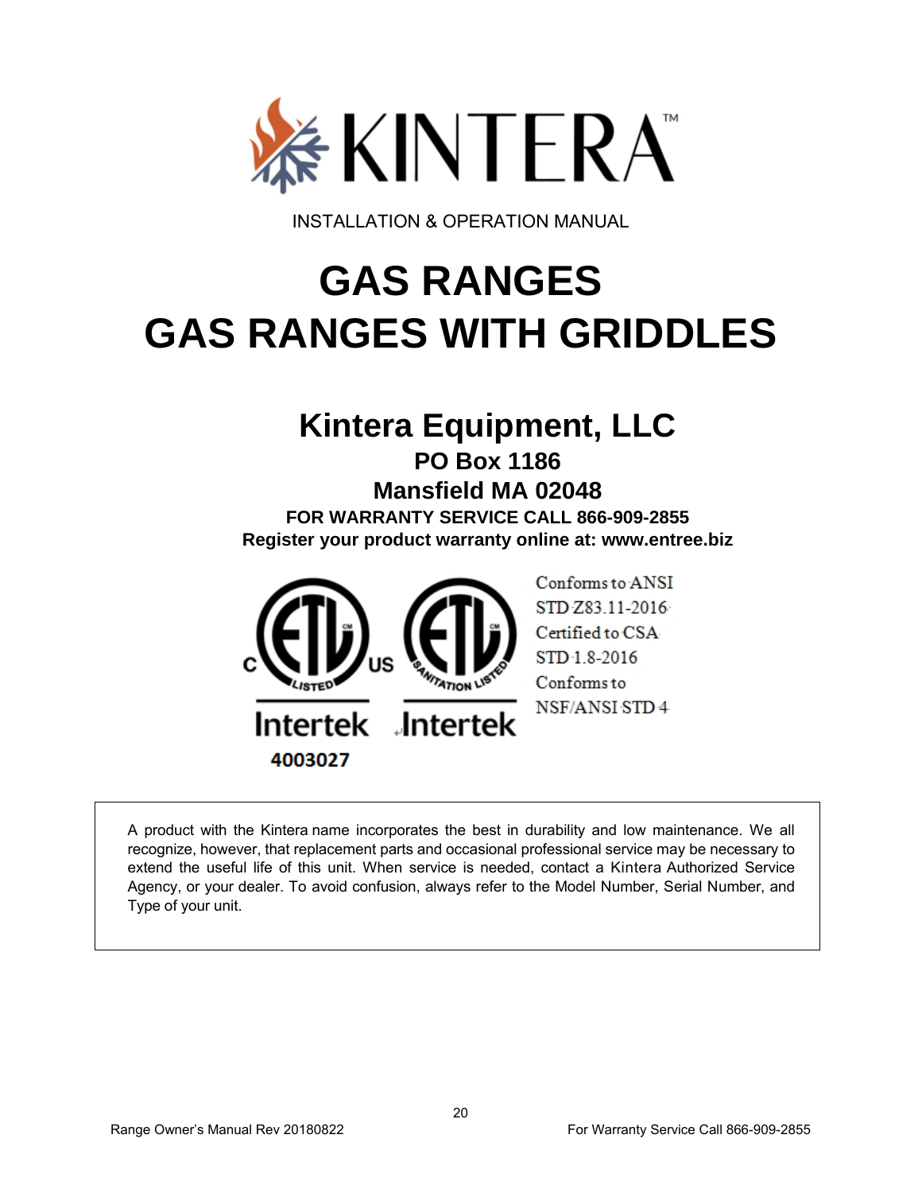KINTERA™

INSTALLATION & OPERATION MANUAL

# GAS RANGES
# GAS RANGES WITH GRIDDLES

## Kintera Equipment, LLC

**PO Box 1186**

**Mansfield MA 02048**

**FOR WARRANTY SERVICE CALL 866-909-2855**

**Register your product warranty online at: www.entree.biz**

C US LISTED Intertek 4003027

SANITATION LISTED Intertek

Conforms to ANSI STD Z83.11-2016
Certified to CSA STD 1.8-2016
Conforms to NSF/ANSI STD 4

A product with the Kintera name incorporates the best in durability and low maintenance. We all recognize, however, that replacement parts and occasional professional service may be necessary to extend the useful life of this unit. When service is needed, contact a Kintera Authorized Service Agency, or your dealer. To avoid confusion, always refer to the Model Number, Serial Number, and Type of your unit.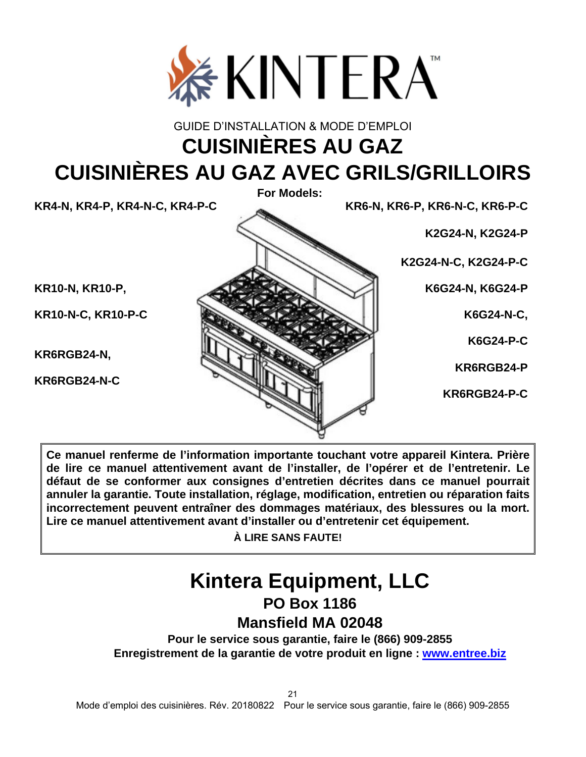GUIDE D'INSTALLATION & MODE D'EMPLOI

# CUISINIÈRES AU GAZ

# CUISINIÈRES AU GAZ AVEC GRILS/GRILLOIRS

**For Models:**

**KR4-N, KR4-P, KR4-N-C, KR4-P-C**

**KR6-N, KR6-P, KR6-N-C, KR6-P-C**

**K2G24-N, K2G24-P**

**K2G24-N-C, K2G24-P-C**

**KR10-N, KR10-P,**

**K6G24-N, K6G24-P**

**KR10-N-C, KR10-P-C**

**K6G24-N-C,**

**K6G24-P-C**

**KR6RGB24-N,**

**KR6RGB24-P**

**KR6RGB24-N-C**

**KR6RGB24-P-C**

**Ce manuel renferme de l'information importante touchant votre appareil Kintera. Prière de lire ce manuel attentivement avant de l'installer, de l'opérer et de l'entretenir. Le défaut de se conformer aux consignes d'entretien décrites dans ce manuel pourrait annuler la garantie. Toute installation, réglage, modification, entretien ou réparation faits incorrectement peuvent entraîner des dommages matériaux, des blessures ou la mort. Lire ce manuel attentivement avant d'installer ou d'entretenir cet équipement.**

**À LIRE SANS FAUTE!**

## Kintera Equipment, LLC

**PO Box 1186**

**Mansfield MA 02048**

**Pour le service sous garantie, faire le (866) 909-2855**

**Enregistrement de la garantie de votre produit en ligne : www.entree.biz**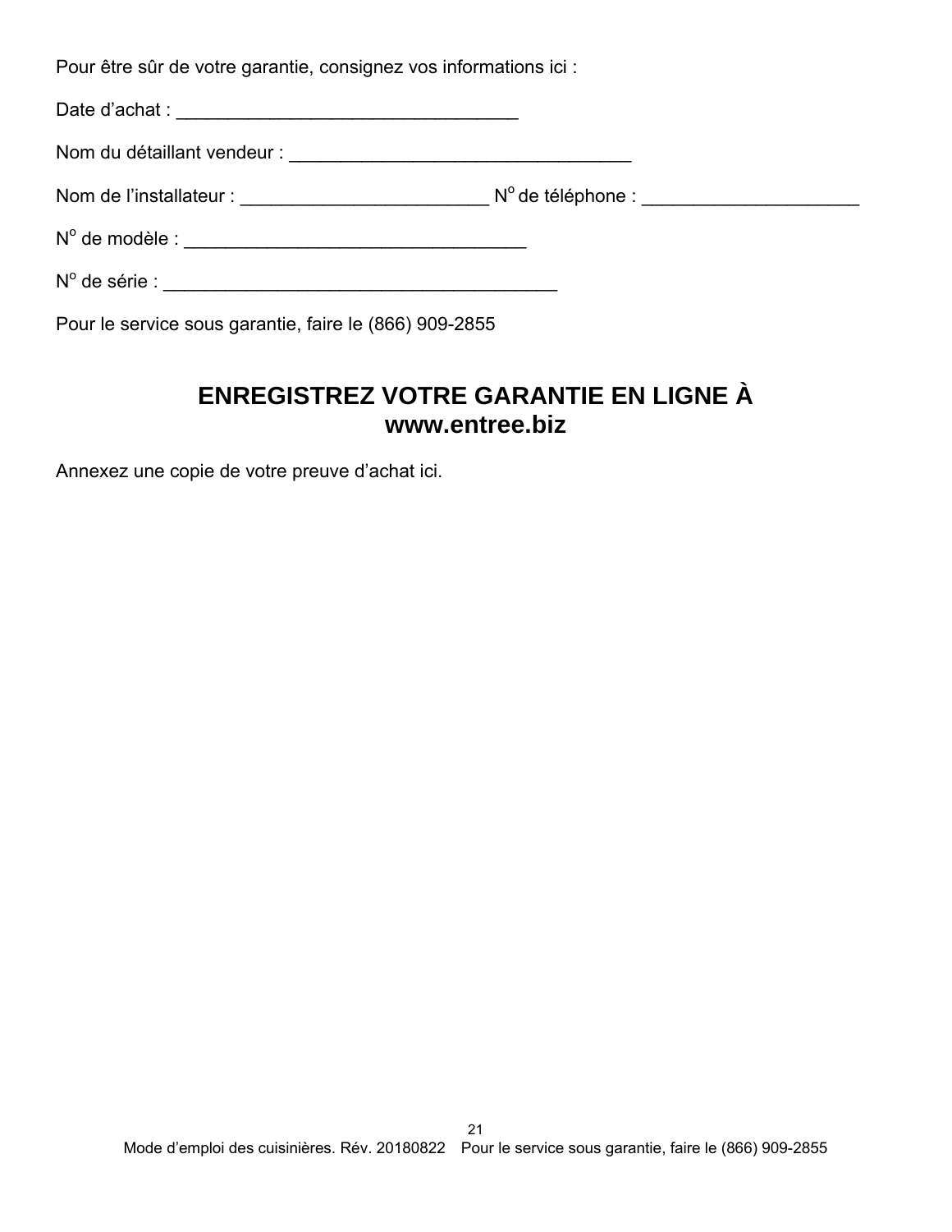Pour être sûr de votre garantie, consignez vos informations ici :

Date d'achat : _________________________________

Nom du détaillant vendeur : _________________________________

Nom de l'installateur : ________________________ N° de téléphone : _____________________

N° de modèle : _________________________________

N° de série : ______________________________________

Pour le service sous garantie, faire le (866) 909-2855

## ENREGISTREZ VOTRE GARANTIE EN LIGNE À www.entree.biz

Annexez une copie de votre preuve d'achat ici.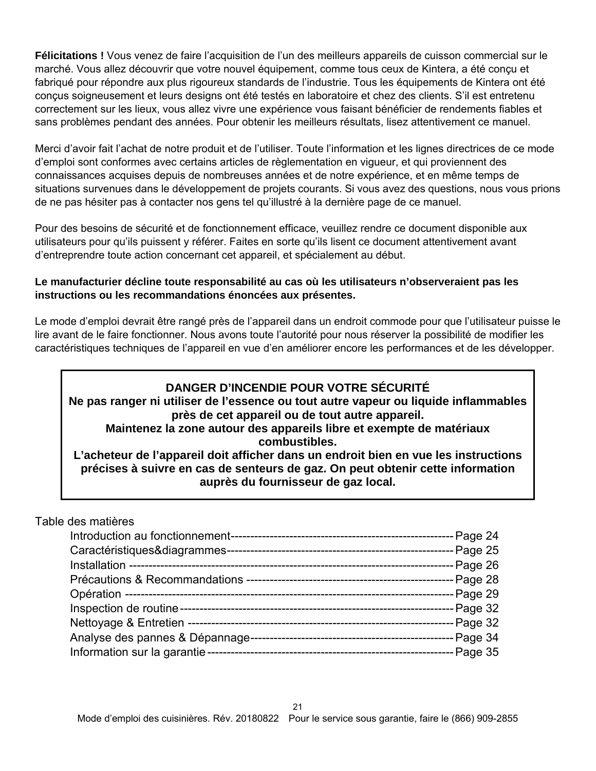**Félicitations !** Vous venez de faire l'acquisition de l'un des meilleurs appareils de cuisson commercial sur le marché. Vous allez découvrir que votre nouvel équipement, comme tous ceux de Kintera, a été conçu et fabriqué pour répondre aux plus rigoureux standards de l'industrie. Tous les équipements de Kintera ont été conçus soigneusement et leurs designs ont été testés en laboratoire et chez des clients. S'il est entretenu correctement sur les lieux, vous allez vivre une expérience vous faisant bénéficier de rendements fiables et sans problèmes pendant des années. Pour obtenir les meilleurs résultats, lisez attentivement ce manuel.

Merci d'avoir fait l'achat de notre produit et de l'utiliser. Toute l'information et les lignes directrices de ce mode d'emploi sont conformes avec certains articles de règlementation en vigueur, et qui proviennent des connaissances acquises depuis de nombreuses années et de notre expérience, et en même temps de situations survenues dans le développement de projets courants. Si vous avez des questions, nous vous prions de ne pas hésiter pas à contacter nos gens tel qu'illustré à la dernière page de ce manuel.

Pour des besoins de sécurité et de fonctionnement efficace, veuillez rendre ce document disponible aux utilisateurs pour qu'ils puissent y référer. Faites en sorte qu'ils lisent ce document attentivement avant d'entreprendre toute action concernant cet appareil, et spécialement au début.

**Le manufacturier décline toute responsabilité au cas où les utilisateurs n'observeraient pas les instructions ou les recommandations énoncées aux présentes.**

Le mode d'emploi devrait être rangé près de l'appareil dans un endroit commode pour que l'utilisateur puisse le lire avant de le faire fonctionner. Nous avons toute l'autorité pour nous réserver la possibilité de modifier les caractéristiques techniques de l'appareil en vue d'en améliorer encore les performances et de les développer.

> **DANGER D'INCENDIE POUR VOTRE SÉCURITÉ**
> **Ne pas ranger ni utiliser de l'essence ou tout autre vapeur ou liquide inflammables près de cet appareil ou de tout autre appareil.**
> **Maintenez la zone autour des appareils libre et exempte de matériaux combustibles.**
> **L'acheteur de l'appareil doit afficher dans un endroit bien en vue les instructions précises à suivre en cas de senteurs de gaz. On peut obtenir cette information auprès du fournisseur de gaz local.**

Table des matières

| | |
|---|---|
| Introduction au fonctionnement | Page 24 |
| Caractéristiques&diagrammes | Page 25 |
| Installation | Page 26 |
| Précautions & Recommandations | Page 28 |
| Opération | Page 29 |
| Inspection de routine | Page 32 |
| Nettoyage & Entretien | Page 32 |
| Analyse des pannes & Dépannage | Page 34 |
| Information sur la garantie | Page 35 |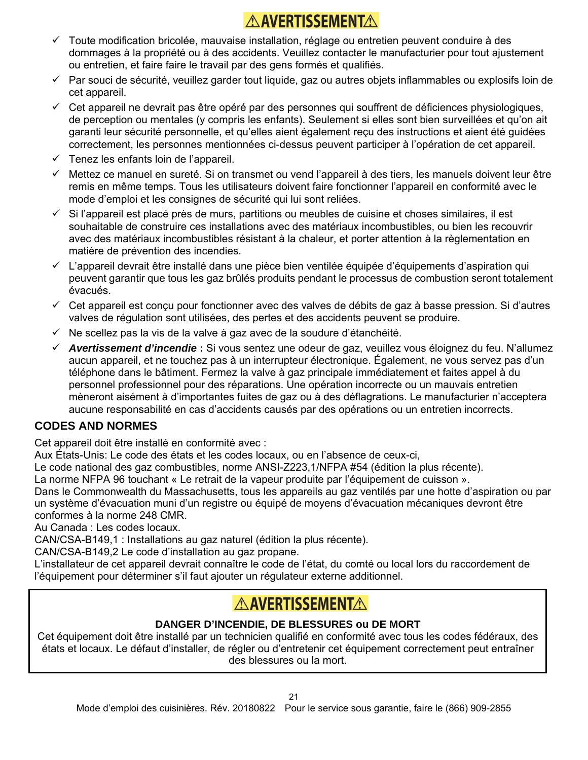# ⚠AVERTISSEMENT⚠

- ✓ Toute modification bricolée, mauvaise installation, réglage ou entretien peuvent conduire à des dommages à la propriété ou à des accidents. Veuillez contacter le manufacturier pour tout ajustement ou entretien, et faire faire le travail par des gens formés et qualifiés.
- ✓ Par souci de sécurité, veuillez garder tout liquide, gaz ou autres objets inflammables ou explosifs loin de cet appareil.
- ✓ Cet appareil ne devrait pas être opéré par des personnes qui souffrent de déficiences physiologiques, de perception ou mentales (y compris les enfants). Seulement si elles sont bien surveillées et qu'on ait garanti leur sécurité personnelle, et qu'elles aient également reçu des instructions et aient été guidées correctement, les personnes mentionnées ci-dessus peuvent participer à l'opération de cet appareil.
- ✓ Tenez les enfants loin de l'appareil.
- ✓ Mettez ce manuel en sureté. Si on transmet ou vend l'appareil à des tiers, les manuels doivent leur être remis en même temps. Tous les utilisateurs doivent faire fonctionner l'appareil en conformité avec le mode d'emploi et les consignes de sécurité qui lui sont reliées.
- ✓ Si l'appareil est placé près de murs, partitions ou meubles de cuisine et choses similaires, il est souhaitable de construire ces installations avec des matériaux incombustibles, ou bien les recouvrir avec des matériaux incombustibles résistant à la chaleur, et porter attention à la règlementation en matière de prévention des incendies.
- ✓ L'appareil devrait être installé dans une pièce bien ventilée équipée d'équipements d'aspiration qui peuvent garantir que tous les gaz brûlés produits pendant le processus de combustion seront totalement évacués.
- ✓ Cet appareil est conçu pour fonctionner avec des valves de débits de gaz à basse pression. Si d'autres valves de régulation sont utilisées, des pertes et des accidents peuvent se produire.
- ✓ Ne scellez pas la vis de la valve à gaz avec de la soudure d'étanchéité.
- ✓ ***Avertissement d'incendie*** **:** Si vous sentez une odeur de gaz, veuillez vous éloignez du feu. N'allumez aucun appareil, et ne touchez pas à un interrupteur électronique. Également, ne vous servez pas d'un téléphone dans le bâtiment. Fermez la valve à gaz principale immédiatement et faites appel à du personnel professionnel pour des réparations. Une opération incorrecte ou un mauvais entretien mèneront aisément à d'importantes fuites de gaz ou à des déflagrations. Le manufacturier n'acceptera aucune responsabilité en cas d'accidents causés par des opérations ou un entretien incorrects.

## CODES AND NORMES

Cet appareil doit être installé en conformité avec :
Aux États-Unis: Le code des états et les codes locaux, ou en l'absence de ceux-ci,
Le code national des gaz combustibles, norme ANSI-Z223,1/NFPA #54 (édition la plus récente).
La norme NFPA 96 touchant « Le retrait de la vapeur produite par l'équipement de cuisson ».
Dans le Commonwealth du Massachusetts, tous les appareils au gaz ventilés par une hotte d'aspiration ou par un système d'évacuation muni d'un registre ou équipé de moyens d'évacuation mécaniques devront être conformes à la norme 248 CMR.
Au Canada : Les codes locaux.
CAN/CSA-B149,1 : Installations au gaz naturel (édition la plus récente).
CAN/CSA-B149,2 Le code d'installation au gaz propane.
L'installateur de cet appareil devrait connaître le code de l'état, du comté ou local lors du raccordement de l'équipement pour déterminer s'il faut ajouter un régulateur externe additionnel.

# ⚠AVERTISSEMENT⚠

**DANGER D'INCENDIE, DE BLESSURES ou DE MORT**

Cet équipement doit être installé par un technicien qualifié en conformité avec tous les codes fédéraux, des états et locaux. Le défaut d'installer, de régler ou d'entretenir cet équipement correctement peut entraîner des blessures ou la mort.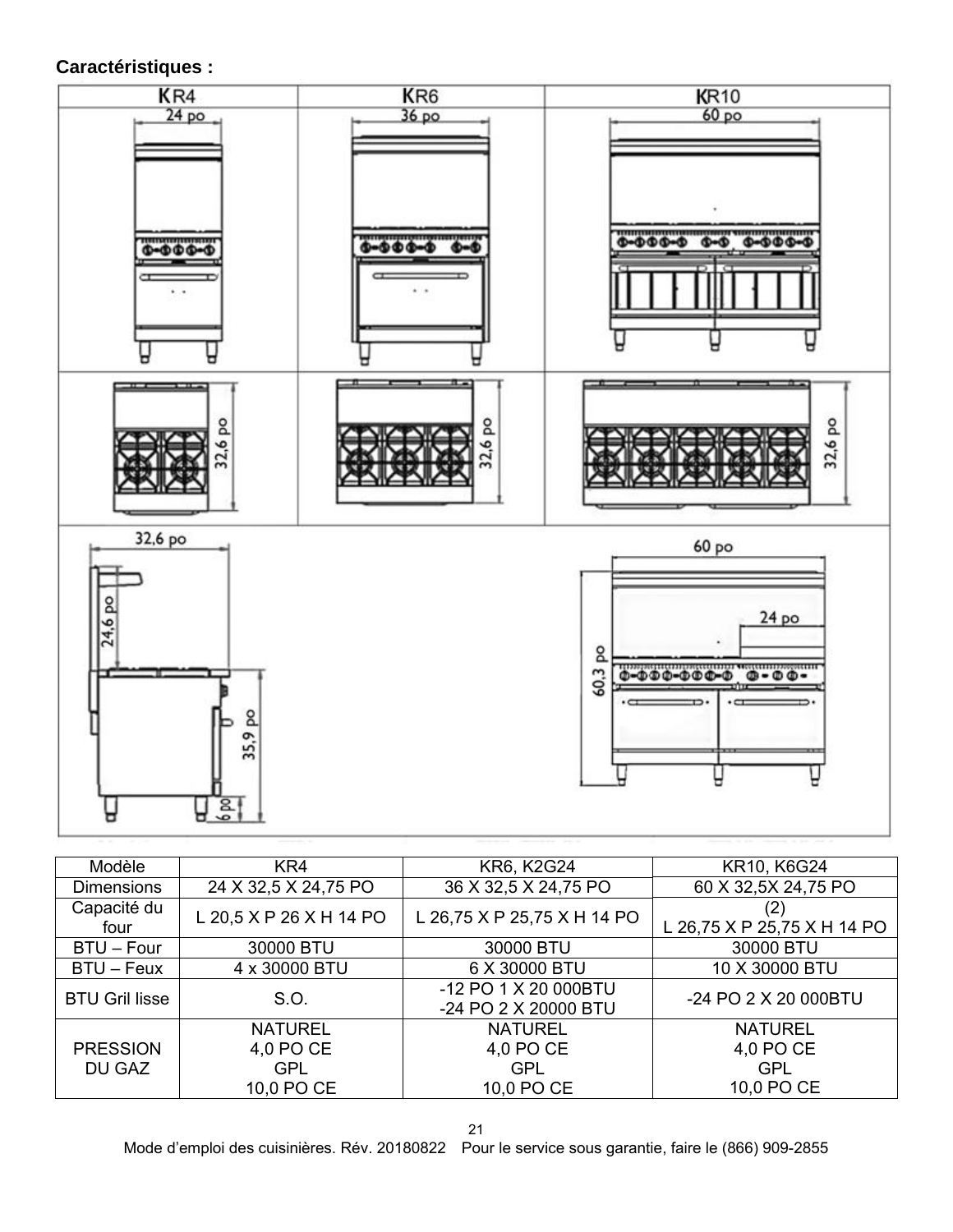**Caractéristiques :**

| Modèle | KR4 | KR6, K2G24 | KR10, K6G24 |
| --- | --- | --- | --- |
| Dimensions | 24 X 32,5 X 24,75 PO | 36 X 32,5 X 24,75 PO | 60 X 32,5X 24,75 PO |
| Capacité du four | L 20,5 X P 26 X H 14 PO | L 26,75 X P 25,75 X H 14 PO | (2) L 26,75 X P 25,75 X H 14 PO |
| BTU – Four | 30000 BTU | 30000 BTU | 30000 BTU |
| BTU – Feux | 4 x 30000 BTU | 6 X 30000 BTU | 10 X 30000 BTU |
| BTU Gril lisse | S.O. | -12 PO 1 X 20 000BTU<br>-24 PO 2 X 20000 BTU | -24 PO 2 X 20 000BTU |
| PRESSION DU GAZ | NATUREL<br>4,0 PO CE<br>GPL<br>10,0 PO CE | NATUREL<br>4,0 PO CE<br>GPL<br>10,0 PO CE | NATUREL<br>4,0 PO CE<br>GPL<br>10,0 PO CE |

Mode d'emploi des cuisinières. Rév. 20180822 Pour le service sous garantie, faire le (866) 909-2855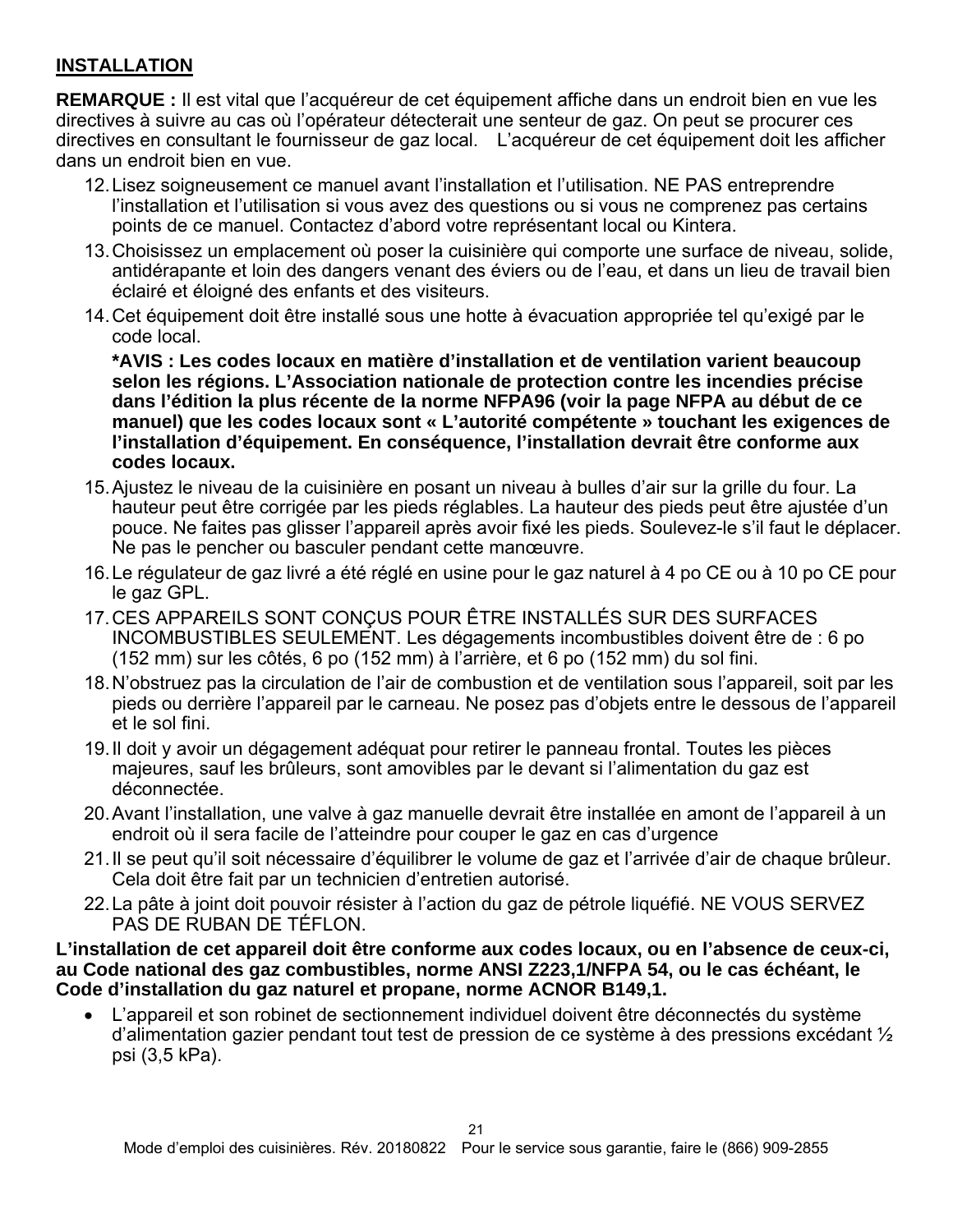## INSTALLATION

**REMARQUE :** Il est vital que l'acquéreur de cet équipement affiche dans un endroit bien en vue les directives à suivre au cas où l'opérateur détecterait une senteur de gaz. On peut se procurer ces directives en consultant le fournisseur de gaz local. L'acquéreur de cet équipement doit les afficher dans un endroit bien en vue.

12. Lisez soigneusement ce manuel avant l'installation et l'utilisation. NE PAS entreprendre l'installation et l'utilisation si vous avez des questions ou si vous ne comprenez pas certains points de ce manuel. Contactez d'abord votre représentant local ou Kintera.
13. Choisissez un emplacement où poser la cuisinière qui comporte une surface de niveau, solide, antidérapante et loin des dangers venant des éviers ou de l'eau, et dans un lieu de travail bien éclairé et éloigné des enfants et des visiteurs.
14. Cet équipement doit être installé sous une hotte à évacuation appropriée tel qu'exigé par le code local.

    **\*AVIS : Les codes locaux en matière d'installation et de ventilation varient beaucoup selon les régions. L'Association nationale de protection contre les incendies précise dans l'édition la plus récente de la norme NFPA96 (voir la page NFPA au début de ce manuel) que les codes locaux sont « L'autorité compétente » touchant les exigences de l'installation d'équipement. En conséquence, l'installation devrait être conforme aux codes locaux.**

15. Ajustez le niveau de la cuisinière en posant un niveau à bulles d'air sur la grille du four. La hauteur peut être corrigée par les pieds réglables. La hauteur des pieds peut être ajustée d'un pouce. Ne faites pas glisser l'appareil après avoir fixé les pieds. Soulevez-le s'il faut le déplacer. Ne pas le pencher ou basculer pendant cette manœuvre.
16. Le régulateur de gaz livré a été réglé en usine pour le gaz naturel à 4 po CE ou à 10 po CE pour le gaz GPL.
17. CES APPAREILS SONT CONÇUS POUR ÊTRE INSTALLÉS SUR DES SURFACES INCOMBUSTIBLES SEULEMENT. Les dégagements incombustibles doivent être de : 6 po (152 mm) sur les côtés, 6 po (152 mm) à l'arrière, et 6 po (152 mm) du sol fini.
18. N'obstruez pas la circulation de l'air de combustion et de ventilation sous l'appareil, soit par les pieds ou derrière l'appareil par le carneau. Ne posez pas d'objets entre le dessous de l'appareil et le sol fini.
19. Il doit y avoir un dégagement adéquat pour retirer le panneau frontal. Toutes les pièces majeures, sauf les brûleurs, sont amovibles par le devant si l'alimentation du gaz est déconnectée.
20. Avant l'installation, une valve à gaz manuelle devrait être installée en amont de l'appareil à un endroit où il sera facile de l'atteindre pour couper le gaz en cas d'urgence
21. Il se peut qu'il soit nécessaire d'équilibrer le volume de gaz et l'arrivée d'air de chaque brûleur. Cela doit être fait par un technicien d'entretien autorisé.
22. La pâte à joint doit pouvoir résister à l'action du gaz de pétrole liquéfié. NE VOUS SERVEZ PAS DE RUBAN DE TÉFLON.

**L'installation de cet appareil doit être conforme aux codes locaux, ou en l'absence de ceux-ci, au Code national des gaz combustibles, norme ANSI Z223,1/NFPA 54, ou le cas échéant, le Code d'installation du gaz naturel et propane, norme ACNOR B149,1.**

- L'appareil et son robinet de sectionnement individuel doivent être déconnectés du système d'alimentation gazier pendant tout test de pression de ce système à des pressions excédant ½ psi (3,5 kPa).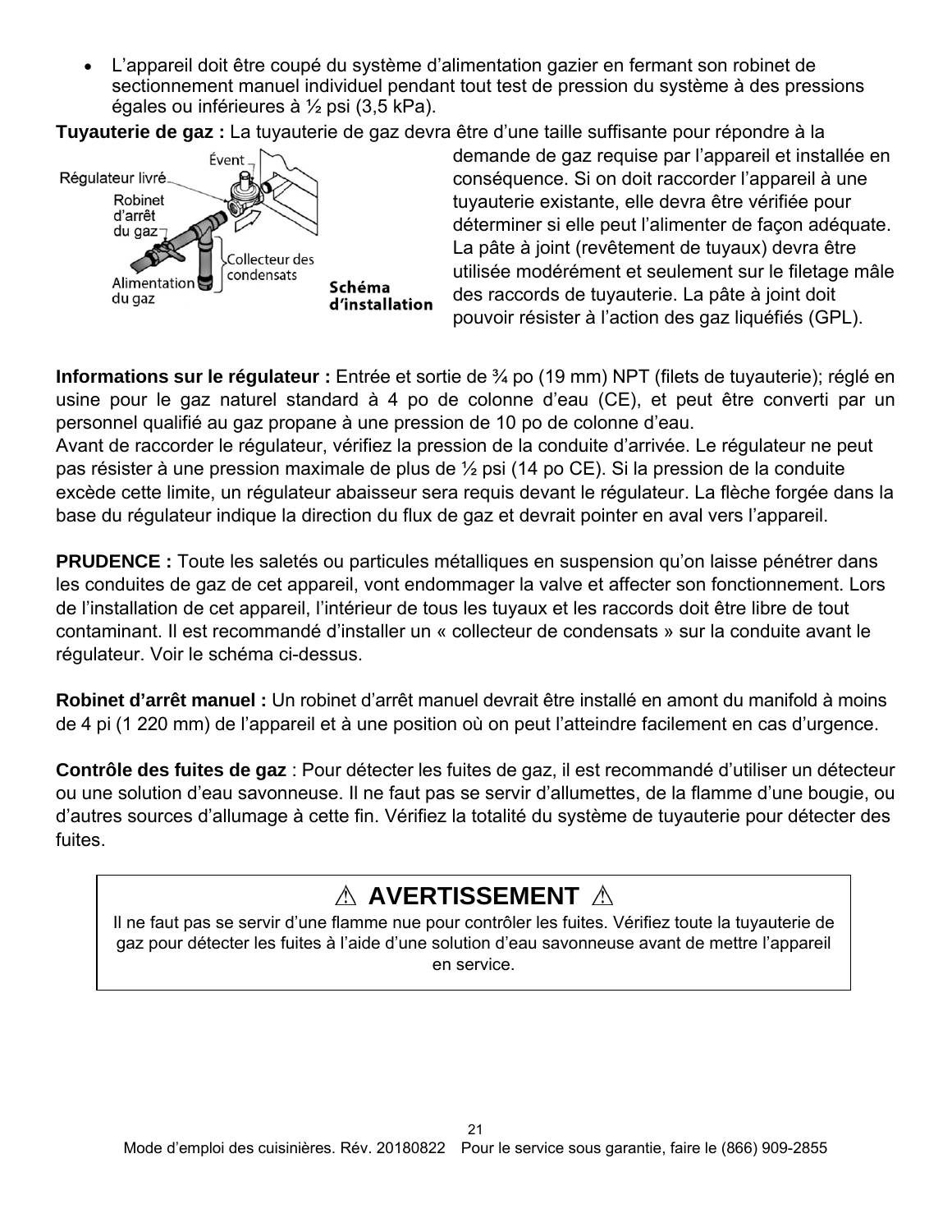- L'appareil doit être coupé du système d'alimentation gazier en fermant son robinet de sectionnement manuel individuel pendant tout test de pression du système à des pressions égales ou inférieures à ½ psi (3,5 kPa).

**Tuyauterie de gaz :** La tuyauterie de gaz devra être d'une taille suffisante pour répondre à la demande de gaz requise par l'appareil et installée en conséquence. Si on doit raccorder l'appareil à une tuyauterie existante, elle devra être vérifiée pour déterminer si elle peut l'alimenter de façon adéquate. La pâte à joint (revêtement de tuyaux) devra être utilisée modérément et seulement sur le filetage mâle des raccords de tuyauterie. La pâte à joint doit pouvoir résister à l'action des gaz liquéfiés (GPL).

Évent
Régulateur livré
Robinet d'arrêt du gaz
Collecteur des condensats
Alimentation du gaz

**Schéma d'installation**

**Informations sur le régulateur :** Entrée et sortie de ¾ po (19 mm) NPT (filets de tuyauterie); réglé en usine pour le gaz naturel standard à 4 po de colonne d'eau (CE), et peut être converti par un personnel qualifié au gaz propane à une pression de 10 po de colonne d'eau.
Avant de raccorder le régulateur, vérifiez la pression de la conduite d'arrivée. Le régulateur ne peut pas résister à une pression maximale de plus de ½ psi (14 po CE). Si la pression de la conduite excède cette limite, un régulateur abaisseur sera requis devant le régulateur. La flèche forgée dans la base du régulateur indique la direction du flux de gaz et devrait pointer en aval vers l'appareil.

**PRUDENCE :** Toute les saletés ou particules métalliques en suspension qu'on laisse pénétrer dans les conduites de gaz de cet appareil, vont endommager la valve et affecter son fonctionnement. Lors de l'installation de cet appareil, l'intérieur de tous les tuyaux et les raccords doit être libre de tout contaminant. Il est recommandé d'installer un « collecteur de condensats » sur la conduite avant le régulateur. Voir le schéma ci-dessus.

**Robinet d'arrêt manuel :** Un robinet d'arrêt manuel devrait être installé en amont du manifold à moins de 4 pi (1 220 mm) de l'appareil et à une position où on peut l'atteindre facilement en cas d'urgence.

**Contrôle des fuites de gaz** : Pour détecter les fuites de gaz, il est recommandé d'utiliser un détecteur ou une solution d'eau savonneuse. Il ne faut pas se servir d'allumettes, de la flamme d'une bougie, ou d'autres sources d'allumage à cette fin. Vérifiez la totalité du système de tuyauterie pour détecter des fuites.

**⚠ AVERTISSEMENT ⚠**

Il ne faut pas se servir d'une flamme nue pour contrôler les fuites. Vérifiez toute la tuyauterie de gaz pour détecter les fuites à l'aide d'une solution d'eau savonneuse avant de mettre l'appareil en service.

Mode d'emploi des cuisinières. Rév. 20180822  Pour le service sous garantie, faire le (866) 909-2855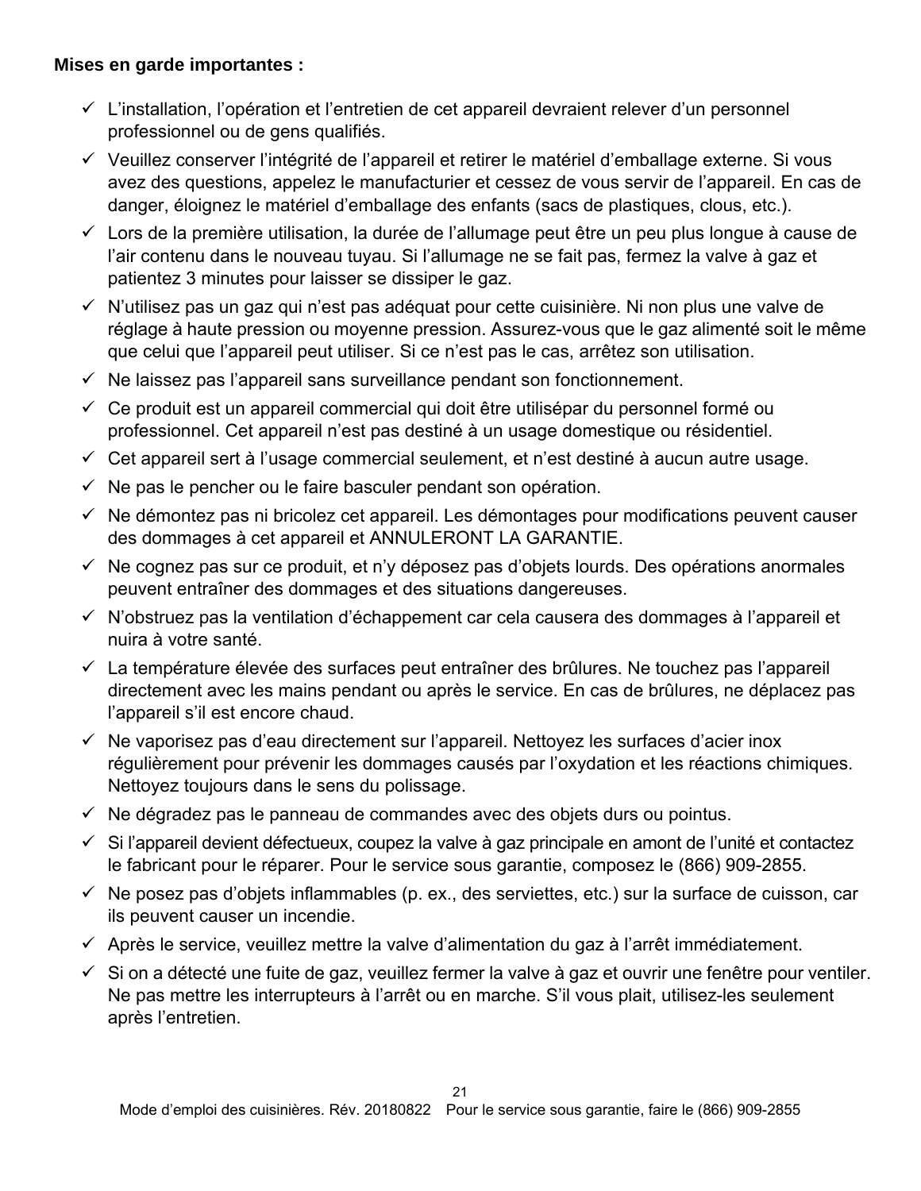**Mises en garde importantes :**

- ✓ L’installation, l’opération et l’entretien de cet appareil devraient relever d’un personnel professionnel ou de gens qualifiés.
- ✓ Veuillez conserver l’intégrité de l’appareil et retirer le matériel d’emballage externe. Si vous avez des questions, appelez le manufacturier et cessez de vous servir de l’appareil. En cas de danger, éloignez le matériel d’emballage des enfants (sacs de plastiques, clous, etc.).
- ✓ Lors de la première utilisation, la durée de l’allumage peut être un peu plus longue à cause de l’air contenu dans le nouveau tuyau. Si l’allumage ne se fait pas, fermez la valve à gaz et patientez 3 minutes pour laisser se dissiper le gaz.
- ✓ N’utilisez pas un gaz qui n’est pas adéquat pour cette cuisinière. Ni non plus une valve de réglage à haute pression ou moyenne pression. Assurez-vous que le gaz alimenté soit le même que celui que l’appareil peut utiliser. Si ce n’est pas le cas, arrêtez son utilisation.
- ✓ Ne laissez pas l’appareil sans surveillance pendant son fonctionnement.
- ✓ Ce produit est un appareil commercial qui doit être utilisépar du personnel formé ou professionnel. Cet appareil n’est pas destiné à un usage domestique ou résidentiel.
- ✓ Cet appareil sert à l’usage commercial seulement, et n’est destiné à aucun autre usage.
- ✓ Ne pas le pencher ou le faire basculer pendant son opération.
- ✓ Ne démontez pas ni bricolez cet appareil. Les démontages pour modifications peuvent causer des dommages à cet appareil et ANNULERONT LA GARANTIE.
- ✓ Ne cognez pas sur ce produit, et n’y déposez pas d’objets lourds. Des opérations anormales peuvent entraîner des dommages et des situations dangereuses.
- ✓ N’obstruez pas la ventilation d’échappement car cela causera des dommages à l’appareil et nuira à votre santé.
- ✓ La température élevée des surfaces peut entraîner des brûlures. Ne touchez pas l’appareil directement avec les mains pendant ou après le service. En cas de brûlures, ne déplacez pas l’appareil s’il est encore chaud.
- ✓ Ne vaporisez pas d’eau directement sur l’appareil. Nettoyez les surfaces d’acier inox régulièrement pour prévenir les dommages causés par l’oxydation et les réactions chimiques. Nettoyez toujours dans le sens du polissage.
- ✓ Ne dégradez pas le panneau de commandes avec des objets durs ou pointus.
- ✓ Si l’appareil devient défectueux, coupez la valve à gaz principale en amont de l’unité et contactez le fabricant pour le réparer. Pour le service sous garantie, composez le (866) 909-2855.
- ✓ Ne posez pas d’objets inflammables (p. ex., des serviettes, etc.) sur la surface de cuisson, car ils peuvent causer un incendie.
- ✓ Après le service, veuillez mettre la valve d’alimentation du gaz à l’arrêt immédiatement.
- ✓ Si on a détecté une fuite de gaz, veuillez fermer la valve à gaz et ouvrir une fenêtre pour ventiler. Ne pas mettre les interrupteurs à l’arrêt ou en marche. S’il vous plait, utilisez-les seulement après l’entretien.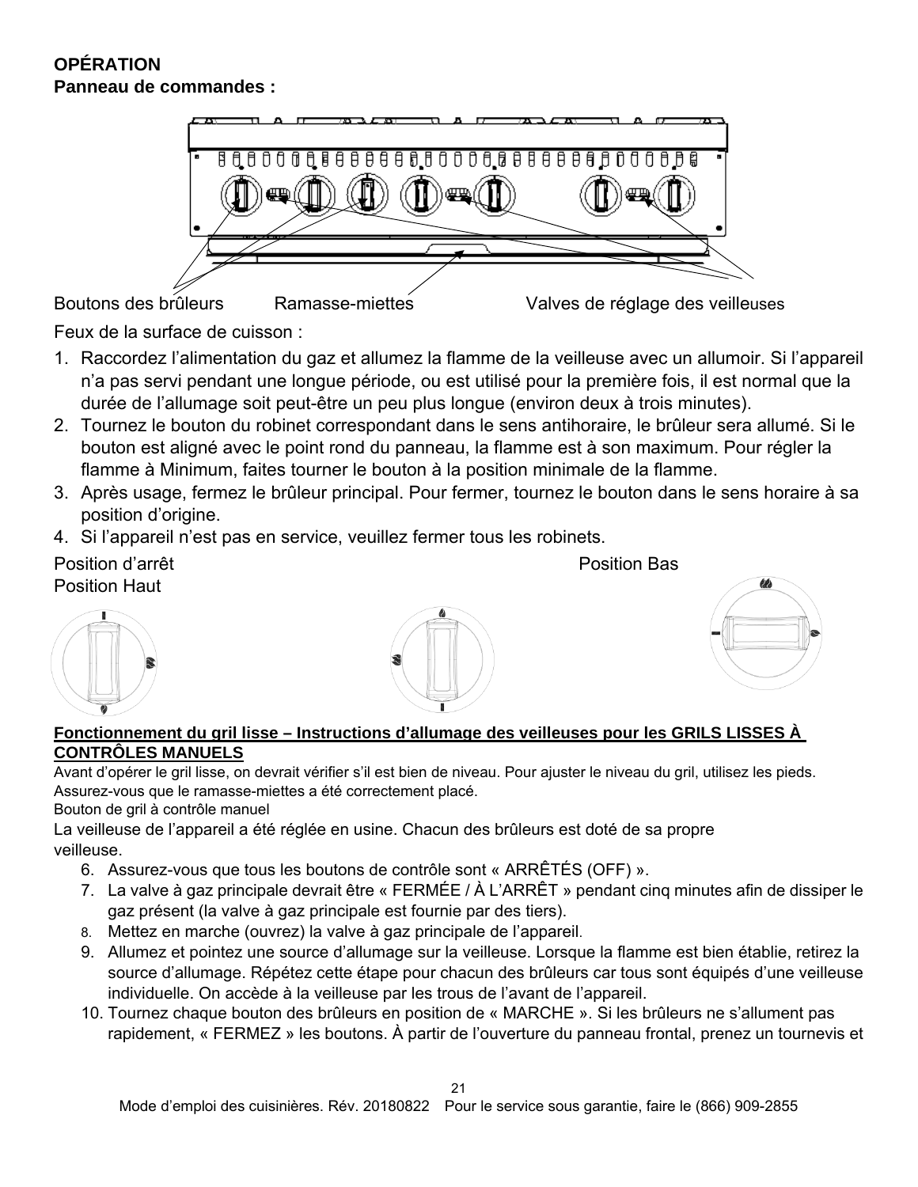**OPÉRATION**
**Panneau de commandes :**

Boutons des brûleurs  Ramasse-miettes  Valves de réglage des veilleuses

Feux de la surface de cuisson :

1. Raccordez l'alimentation du gaz et allumez la flamme de la veilleuse avec un allumoir. Si l'appareil n'a pas servi pendant une longue période, ou est utilisé pour la première fois, il est normal que la durée de l'allumage soit peut-être un peu plus longue (environ deux à trois minutes).
2. Tournez le bouton du robinet correspondant dans le sens antihoraire, le brûleur sera allumé. Si le bouton est aligné avec le point rond du panneau, la flamme est à son maximum. Pour régler la flamme à Minimum, faites tourner le bouton à la position minimale de la flamme.
3. Après usage, fermez le brûleur principal. Pour fermer, tournez le bouton dans le sens horaire à sa position d'origine.
4. Si l'appareil n'est pas en service, veuillez fermer tous les robinets.

Position d'arrêt  Position Bas
Position Haut

**<u>Fonctionnement du gril lisse – Instructions d'allumage des veilleuses pour les GRILS LISSES À CONTRÔLES MANUELS</u>**

Avant d'opérer le gril lisse, on devrait vérifier s'il est bien de niveau. Pour ajuster le niveau du gril, utilisez les pieds. Assurez-vous que le ramasse-miettes a été correctement placé.
Bouton de gril à contrôle manuel

La veilleuse de l'appareil a été réglée en usine. Chacun des brûleurs est doté de sa propre veilleuse.

6. Assurez-vous que tous les boutons de contrôle sont « ARRÊTÉS (OFF) ».
7. La valve à gaz principale devrait être « FERMÉE / À L'ARRÊT » pendant cinq minutes afin de dissiper le gaz présent (la valve à gaz principale est fournie par des tiers).
8. Mettez en marche (ouvrez) la valve à gaz principale de l'appareil.
9. Allumez et pointez une source d'allumage sur la veilleuse. Lorsque la flamme est bien établie, retirez la source d'allumage. Répétez cette étape pour chacun des brûleurs car tous sont équipés d'une veilleuse individuelle. On accède à la veilleuse par les trous de l'avant de l'appareil.
10. Tournez chaque bouton des brûleurs en position de « MARCHE ». Si les brûleurs ne s'allument pas rapidement, « FERMEZ » les boutons. À partir de l'ouverture du panneau frontal, prenez un tournevis et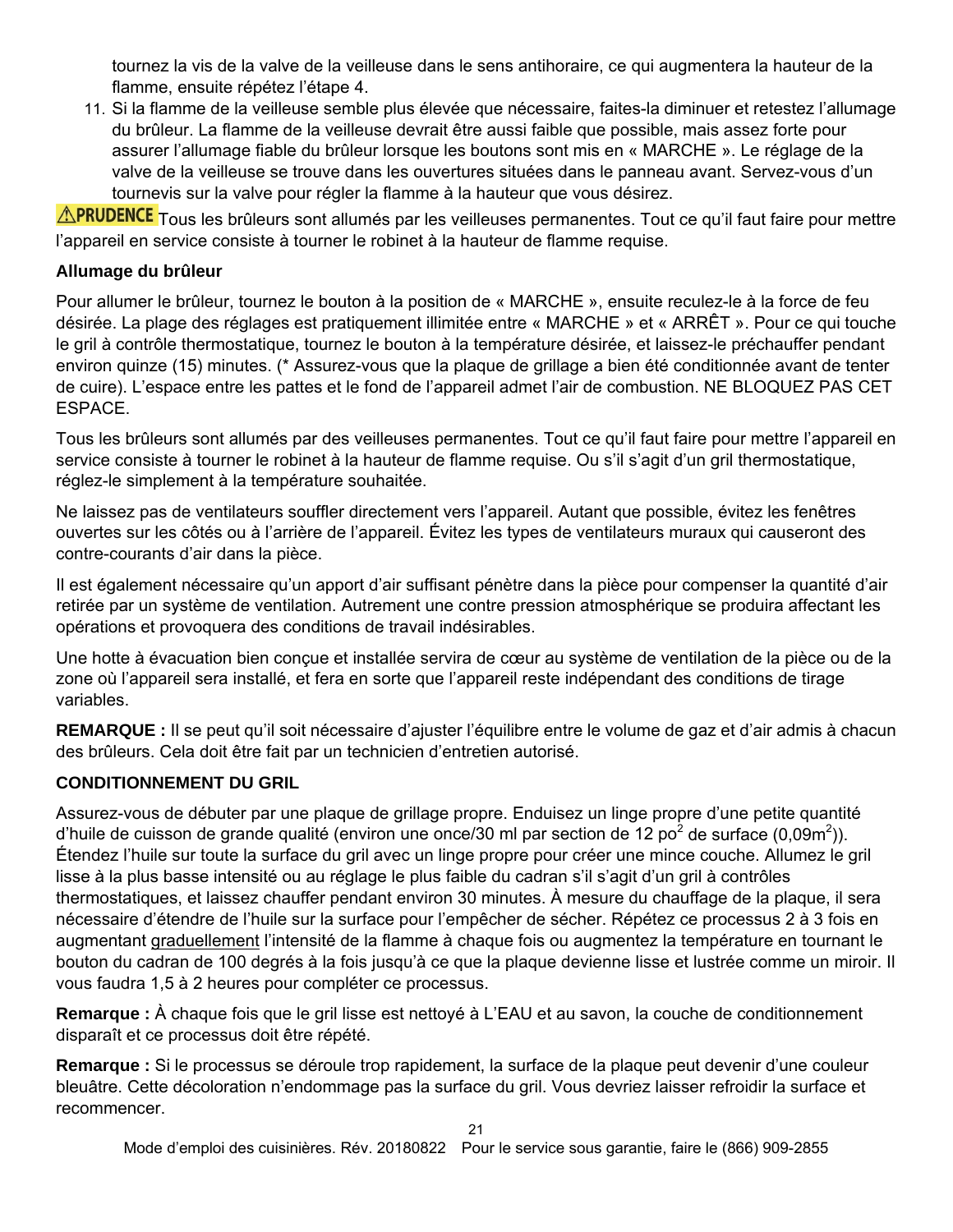tournez la vis de la valve de la veilleuse dans le sens antihoraire, ce qui augmentera la hauteur de la flamme, ensuite répétez l'étape 4.

11. Si la flamme de la veilleuse semble plus élevée que nécessaire, faites-la diminuer et retestez l'allumage du brûleur. La flamme de la veilleuse devrait être aussi faible que possible, mais assez forte pour assurer l'allumage fiable du brûleur lorsque les boutons sont mis en « MARCHE ». Le réglage de la valve de la veilleuse se trouve dans les ouvertures situées dans le panneau avant. Servez-vous d'un tournevis sur la valve pour régler la flamme à la hauteur que vous désirez.

**⚠PRUDENCE** Tous les brûleurs sont allumés par les veilleuses permanentes. Tout ce qu'il faut faire pour mettre l'appareil en service consiste à tourner le robinet à la hauteur de flamme requise.

**Allumage du brûleur**

Pour allumer le brûleur, tournez le bouton à la position de « MARCHE », ensuite reculez-le à la force de feu désirée. La plage des réglages est pratiquement illimitée entre « MARCHE » et « ARRÊT ». Pour ce qui touche le gril à contrôle thermostatique, tournez le bouton à la température désirée, et laissez-le préchauffer pendant environ quinze (15) minutes. (* Assurez-vous que la plaque de grillage a bien été conditionnée avant de tenter de cuire). L'espace entre les pattes et le fond de l'appareil admet l'air de combustion. NE BLOQUEZ PAS CET ESPACE.

Tous les brûleurs sont allumés par des veilleuses permanentes. Tout ce qu'il faut faire pour mettre l'appareil en service consiste à tourner le robinet à la hauteur de flamme requise. Ou s'il s'agit d'un gril thermostatique, réglez-le simplement à la température souhaitée.

Ne laissez pas de ventilateurs souffler directement vers l'appareil. Autant que possible, évitez les fenêtres ouvertes sur les côtés ou à l'arrière de l'appareil. Évitez les types de ventilateurs muraux qui causeront des contre-courants d'air dans la pièce.

Il est également nécessaire qu'un apport d'air suffisant pénètre dans la pièce pour compenser la quantité d'air retirée par un système de ventilation. Autrement une contre pression atmosphérique se produira affectant les opérations et provoquera des conditions de travail indésirables.

Une hotte à évacuation bien conçue et installée servira de cœur au système de ventilation de la pièce ou de la zone où l'appareil sera installé, et fera en sorte que l'appareil reste indépendant des conditions de tirage variables.

**REMARQUE :** Il se peut qu'il soit nécessaire d'ajuster l'équilibre entre le volume de gaz et d'air admis à chacun des brûleurs. Cela doit être fait par un technicien d'entretien autorisé.

**CONDITIONNEMENT DU GRIL**

Assurez-vous de débuter par une plaque de grillage propre. Enduisez un linge propre d'une petite quantité d'huile de cuisson de grande qualité (environ une once/30 ml par section de 12 po$^2$ de surface (0,09m$^2$)). Étendez l'huile sur toute la surface du gril avec un linge propre pour créer une mince couche. Allumez le gril lisse à la plus basse intensité ou au réglage le plus faible du cadran s'il s'agit d'un gril à contrôles thermostatiques, et laissez chauffer pendant environ 30 minutes. À mesure du chauffage de la plaque, il sera nécessaire d'étendre de l'huile sur la surface pour l'empêcher de sécher. Répétez ce processus 2 à 3 fois en augmentant graduellement l'intensité de la flamme à chaque fois ou augmentez la température en tournant le bouton du cadran de 100 degrés à la fois jusqu'à ce que la plaque devienne lisse et lustrée comme un miroir. Il vous faudra 1,5 à 2 heures pour compléter ce processus.

**Remarque :** À chaque fois que le gril lisse est nettoyé à L'EAU et au savon, la couche de conditionnement disparaît et ce processus doit être répété.

**Remarque :** Si le processus se déroule trop rapidement, la surface de la plaque peut devenir d'une couleur bleuâtre. Cette décoloration n'endommage pas la surface du gril. Vous devriez laisser refroidir la surface et recommencer.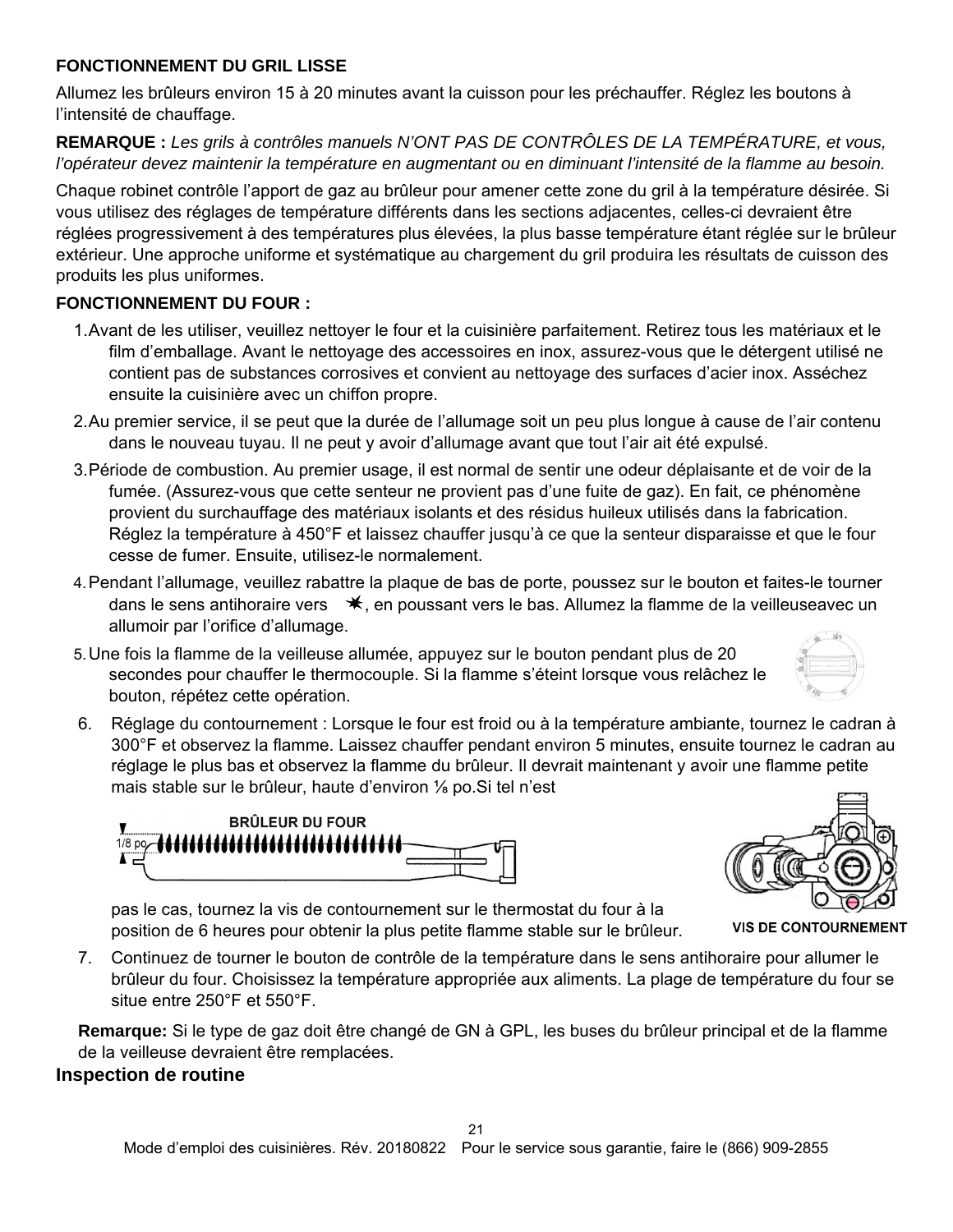**FONCTIONNEMENT DU GRIL LISSE**

Allumez les brûleurs environ 15 à 20 minutes avant la cuisson pour les préchauffer. Réglez les boutons à l'intensité de chauffage.

**REMARQUE :** *Les grils à contrôles manuels N'ONT PAS DE CONTRÔLES DE LA TEMPÉRATURE, et vous, l'opérateur devez maintenir la température en augmentant ou en diminuant l'intensité de la flamme au besoin.*

Chaque robinet contrôle l'apport de gaz au brûleur pour amener cette zone du gril à la température désirée. Si vous utilisez des réglages de température différents dans les sections adjacentes, celles-ci devraient être réglées progressivement à des températures plus élevées, la plus basse température étant réglée sur le brûleur extérieur. Une approche uniforme et systématique au chargement du gril produira les résultats de cuisson des produits les plus uniformes.

**FONCTIONNEMENT DU FOUR :**

1. Avant de les utiliser, veuillez nettoyer le four et la cuisinière parfaitement. Retirez tous les matériaux et le film d'emballage. Avant le nettoyage des accessoires en inox, assurez-vous que le détergent utilisé ne contient pas de substances corrosives et convient au nettoyage des surfaces d'acier inox. Asséchez ensuite la cuisinière avec un chiffon propre.
2. Au premier service, il se peut que la durée de l'allumage soit un peu plus longue à cause de l'air contenu dans le nouveau tuyau. Il ne peut y avoir d'allumage avant que tout l'air ait été expulsé.
3. Période de combustion. Au premier usage, il est normal de sentir une odeur déplaisante et de voir de la fumée. (Assurez-vous que cette senteur ne provient pas d'une fuite de gaz). En fait, ce phénomène provient du surchauffage des matériaux isolants et des résidus huileux utilisés dans la fabrication. Réglez la température à 450°F et laissez chauffer jusqu'à ce que la senteur disparaisse et que le four cesse de fumer. Ensuite, utilisez-le normalement.
4. Pendant l'allumage, veuillez rabattre la plaque de bas de porte, poussez sur le bouton et faites-le tourner dans le sens antihoraire vers ✷, en poussant vers le bas. Allumez la flamme de la veilleuseavec un allumoir par l'orifice d'allumage.
5. Une fois la flamme de la veilleuse allumée, appuyez sur le bouton pendant plus de 20 secondes pour chauffer le thermocouple. Si la flamme s'éteint lorsque vous relâchez le bouton, répétez cette opération.
6. Réglage du contournement : Lorsque le four est froid ou à la température ambiante, tournez le cadran à 300°F et observez la flamme. Laissez chauffer pendant environ 5 minutes, ensuite tournez le cadran au réglage le plus bas et observez la flamme du brûleur. Il devrait maintenant y avoir une flamme petite mais stable sur le brûleur, haute d'environ ⅛ po.Si tel n'est

   BRÛLEUR DU FOUR

   1/8 po

   pas le cas, tournez la vis de contournement sur le thermostat du four à la position de 6 heures pour obtenir la plus petite flamme stable sur le brûleur.

   VIS DE CONTOURNEMENT
7. Continuez de tourner le bouton de contrôle de la température dans le sens antihoraire pour allumer le brûleur du four. Choisissez la température appropriée aux aliments. La plage de température du four se situe entre 250°F et 550°F.

**Remarque:** Si le type de gaz doit être changé de GN à GPL, les buses du brûleur principal et de la flamme de la veilleuse devraient être remplacées.

## Inspection de routine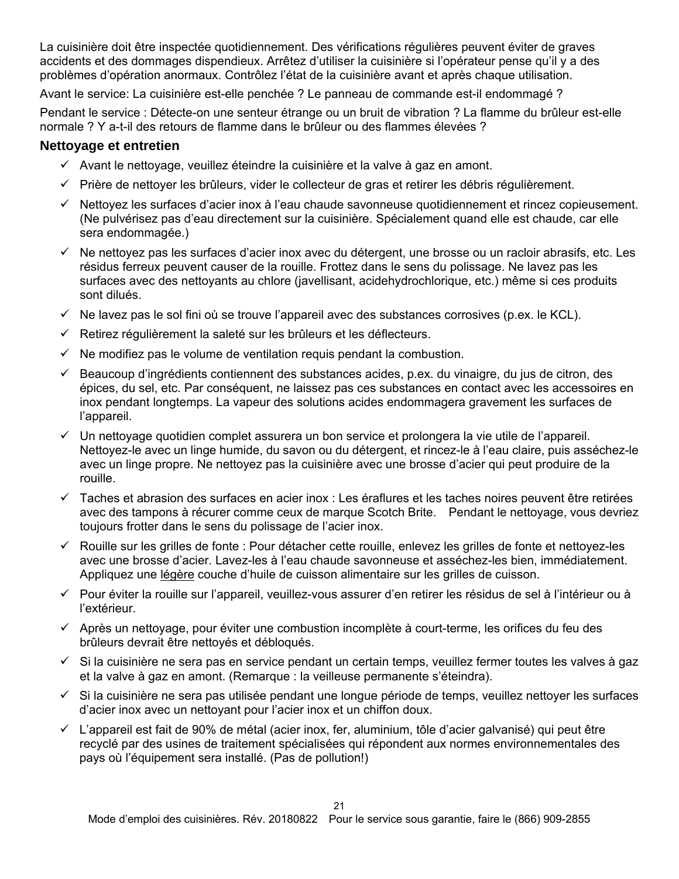La cuisinière doit être inspectée quotidiennement. Des vérifications régulières peuvent éviter de graves accidents et des dommages dispendieux. Arrêtez d'utiliser la cuisinière si l'opérateur pense qu'il y a des problèmes d'opération anormaux. Contrôlez l'état de la cuisinière avant et après chaque utilisation.

Avant le service: La cuisinière est-elle penchée ? Le panneau de commande est-il endommagé ?

Pendant le service : Détecte-on une senteur étrange ou un bruit de vibration ? La flamme du brûleur est-elle normale ? Y a-t-il des retours de flamme dans le brûleur ou des flammes élevées ?

## Nettoyage et entretien

- ✓ Avant le nettoyage, veuillez éteindre la cuisinière et la valve à gaz en amont.
- ✓ Prière de nettoyer les brûleurs, vider le collecteur de gras et retirer les débris régulièrement.
- ✓ Nettoyez les surfaces d'acier inox à l'eau chaude savonneuse quotidiennement et rincez copieusement. (Ne pulvérisez pas d'eau directement sur la cuisinière. Spécialement quand elle est chaude, car elle sera endommagée.)
- ✓ Ne nettoyez pas les surfaces d'acier inox avec du détergent, une brosse ou un racloir abrasifs, etc. Les résidus ferreux peuvent causer de la rouille. Frottez dans le sens du polissage. Ne lavez pas les surfaces avec des nettoyants au chlore (javellisant, acidehydrochlorique, etc.) même si ces produits sont dilués.
- ✓ Ne lavez pas le sol fini où se trouve l'appareil avec des substances corrosives (p.ex. le KCL).
- ✓ Retirez régulièrement la saleté sur les brûleurs et les déflecteurs.
- ✓ Ne modifiez pas le volume de ventilation requis pendant la combustion.
- ✓ Beaucoup d'ingrédients contiennent des substances acides, p.ex. du vinaigre, du jus de citron, des épices, du sel, etc. Par conséquent, ne laissez pas ces substances en contact avec les accessoires en inox pendant longtemps. La vapeur des solutions acides endommagera gravement les surfaces de l'appareil.
- ✓ Un nettoyage quotidien complet assurera un bon service et prolongera la vie utile de l'appareil. Nettoyez-le avec un linge humide, du savon ou du détergent, et rincez-le à l'eau claire, puis asséchez-le avec un linge propre. Ne nettoyez pas la cuisinière avec une brosse d'acier qui peut produire de la rouille.
- ✓ Taches et abrasion des surfaces en acier inox : Les éraflures et les taches noires peuvent être retirées avec des tampons à récurer comme ceux de marque Scotch Brite. Pendant le nettoyage, vous devriez toujours frotter dans le sens du polissage de l'acier inox.
- ✓ Rouille sur les grilles de fonte : Pour détacher cette rouille, enlevez les grilles de fonte et nettoyez-les avec une brosse d'acier. Lavez-les à l'eau chaude savonneuse et asséchez-les bien, immédiatement. Appliquez une <u>légère</u> couche d'huile de cuisson alimentaire sur les grilles de cuisson.
- ✓ Pour éviter la rouille sur l'appareil, veuillez-vous assurer d'en retirer les résidus de sel à l'intérieur ou à l'extérieur.
- ✓ Après un nettoyage, pour éviter une combustion incomplète à court-terme, les orifices du feu des brûleurs devrait être nettoyés et débloqués.
- ✓ Si la cuisinière ne sera pas en service pendant un certain temps, veuillez fermer toutes les valves à gaz et la valve à gaz en amont. (Remarque : la veilleuse permanente s'éteindra).
- ✓ Si la cuisinière ne sera pas utilisée pendant une longue période de temps, veuillez nettoyer les surfaces d'acier inox avec un nettoyant pour l'acier inox et un chiffon doux.
- ✓ L'appareil est fait de 90% de métal (acier inox, fer, aluminium, tôle d'acier galvanisé) qui peut être recyclé par des usines de traitement spécialisées qui répondent aux normes environnementales des pays où l'équipement sera installé. (Pas de pollution!)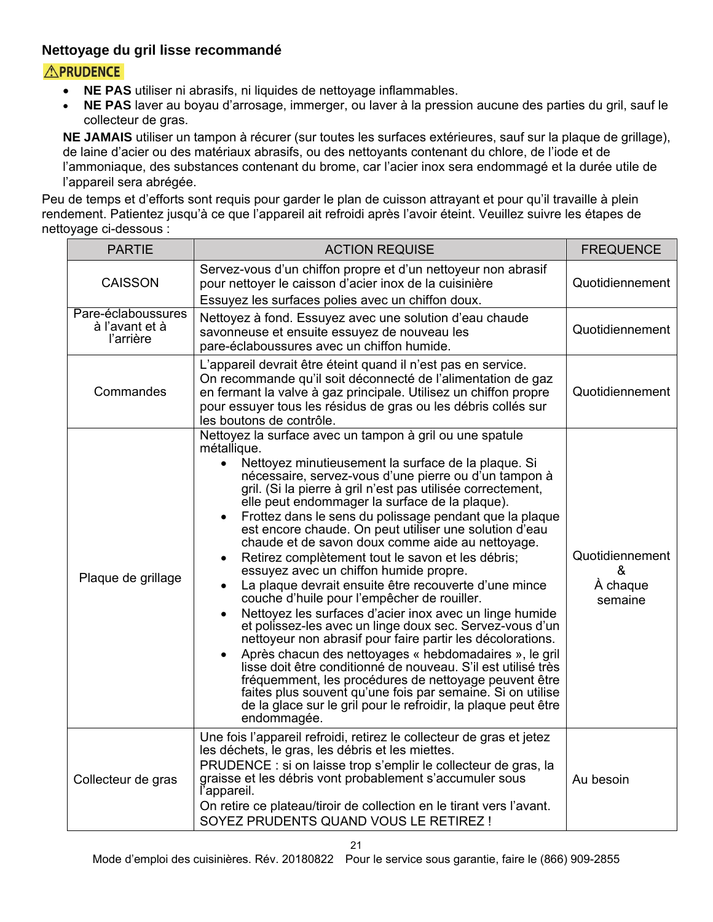### Nettoyage du gril lisse recommandé

**⚠PRUDENCE**

- **NE PAS** utiliser ni abrasifs, ni liquides de nettoyage inflammables.
- **NE PAS** laver au boyau d'arrosage, immerger, ou laver à la pression aucune des parties du gril, sauf le collecteur de gras.

**NE JAMAIS** utiliser un tampon à récurer (sur toutes les surfaces extérieures, sauf sur la plaque de grillage), de laine d'acier ou des matériaux abrasifs, ou des nettoyants contenant du chlore, de l'iode et de l'ammoniaque, des substances contenant du brome, car l'acier inox sera endommagé et la durée utile de l'appareil sera abrégée.

Peu de temps et d'efforts sont requis pour garder le plan de cuisson attrayant et pour qu'il travaille à plein rendement. Patientez jusqu'à ce que l'appareil ait refroidi après l'avoir éteint. Veuillez suivre les étapes de nettoyage ci-dessous :

| PARTIE | ACTION REQUISE | FREQUENCE |
|---|---|---|
| CAISSON | Servez-vous d'un chiffon propre et d'un nettoyeur non abrasif pour nettoyer le caisson d'acier inox de la cuisinière<br>Essuyez les surfaces polies avec un chiffon doux. | Quotidiennement |
| Pare-éclaboussures à l'avant et à l'arrière | Nettoyez à fond. Essuyez avec une solution d'eau chaude savonneuse et ensuite essuyez de nouveau les pare-éclaboussures avec un chiffon humide. | Quotidiennement |
| Commandes | L'appareil devrait être éteint quand il n'est pas en service. On recommande qu'il soit déconnecté de l'alimentation de gaz en fermant la valve à gaz principale. Utilisez un chiffon propre pour essuyer tous les résidus de gras ou les débris collés sur les boutons de contrôle. | Quotidiennement |
| Plaque de grillage | Nettoyez la surface avec un tampon à gril ou une spatule métallique.<br>• Nettoyez minutieusement la surface de la plaque. Si nécessaire, servez-vous d'une pierre ou d'un tampon à gril. (Si la pierre à gril n'est pas utilisée correctement, elle peut endommager la surface de la plaque).<br>• Frottez dans le sens du polissage pendant que la plaque est encore chaude. On peut utiliser une solution d'eau chaude et de savon doux comme aide au nettoyage.<br>• Retirez complètement tout le savon et les débris; essuyez avec un chiffon humide propre.<br>• La plaque devrait ensuite être recouverte d'une mince couche d'huile pour l'empêcher de rouiller.<br>• Nettoyez les surfaces d'acier inox avec un linge humide et polissez-les avec un linge doux sec. Servez-vous d'un nettoyeur non abrasif pour faire partir les décolorations.<br>• Après chacun des nettoyages « hebdomadaires », le gril lisse doit être conditionné de nouveau. S'il est utilisé très fréquemment, les procédures de nettoyage peuvent être faites plus souvent qu'une fois par semaine. Si on utilise de la glace sur le gril pour le refroidir, la plaque peut être endommagée. | Quotidiennement & À chaque semaine |
| Collecteur de gras | Une fois l'appareil refroidi, retirez le collecteur de gras et jetez les déchets, le gras, les débris et les miettes.<br>PRUDENCE : si on laisse trop s'emplir le collecteur de gras, la graisse et les débris vont probablement s'accumuler sous l'appareil.<br>On retire ce plateau/tiroir de collection en le tirant vers l'avant. SOYEZ PRUDENTS QUAND VOUS LE RETIREZ ! | Au besoin |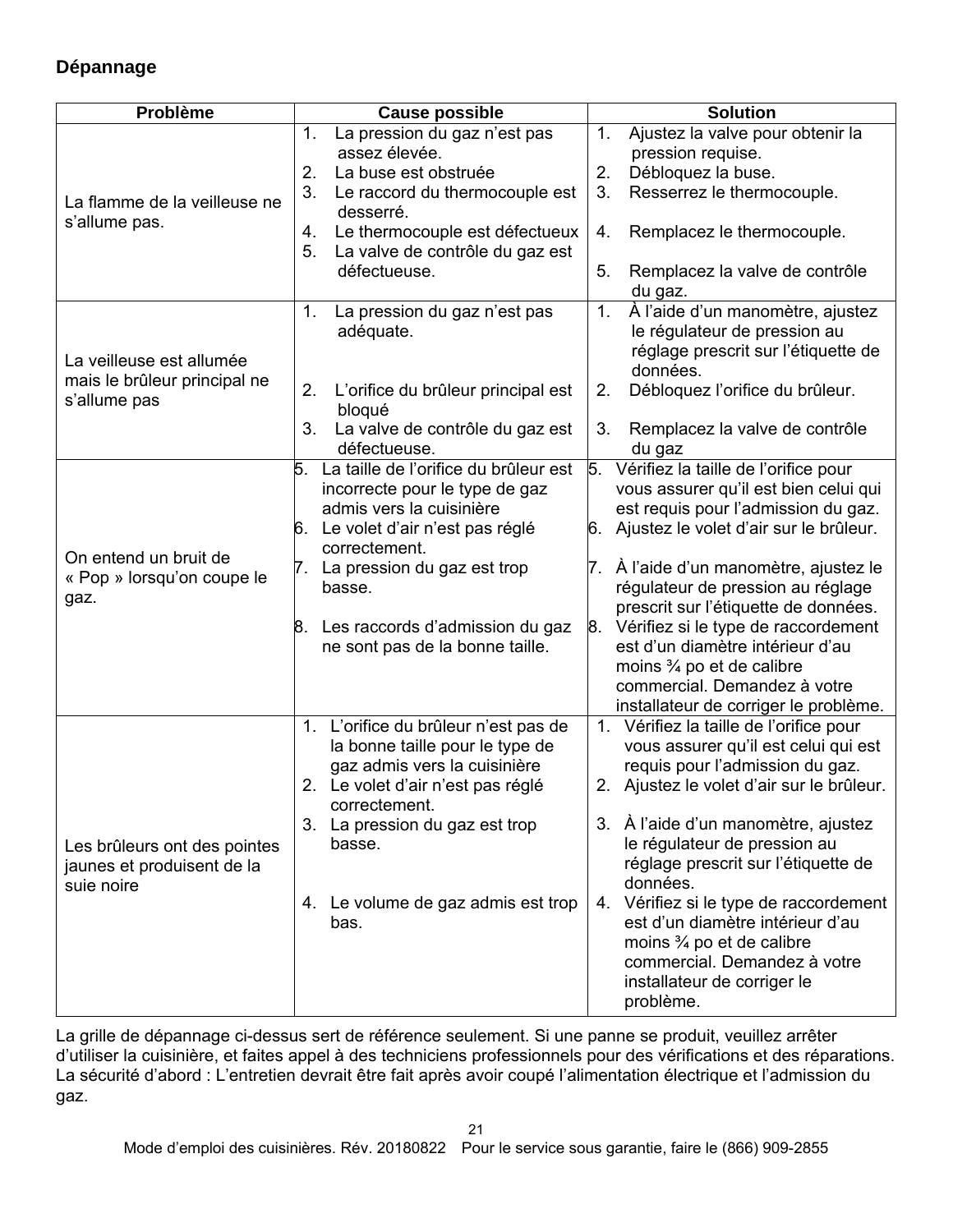## Dépannage

| Problème | Cause possible | Solution |
|---|---|---|
| La flamme de la veilleuse ne s'allume pas. | 1. La pression du gaz n'est pas assez élevée.<br>2. La buse est obstruée<br>3. Le raccord du thermocouple est desserré.<br>4. Le thermocouple est défectueux<br>5. La valve de contrôle du gaz est défectueuse. | 1. Ajustez la valve pour obtenir la pression requise.<br>2. Débloquez la buse.<br>3. Resserrez le thermocouple.<br>4. Remplacez le thermocouple.<br>5. Remplacez la valve de contrôle du gaz. |
| La veilleuse est allumée mais le brûleur principal ne s'allume pas | 1. La pression du gaz n'est pas adéquate.<br>2. L'orifice du brûleur principal est bloqué<br>3. La valve de contrôle du gaz est défectueuse. | 1. À l'aide d'un manomètre, ajustez le régulateur de pression au réglage prescrit sur l'étiquette de données.<br>2. Débloquez l'orifice du brûleur.<br>3. Remplacez la valve de contrôle du gaz |
| On entend un bruit de « Pop » lorsqu'on coupe le gaz. | 5. La taille de l'orifice du brûleur est incorrecte pour le type de gaz admis vers la cuisinière<br>6. Le volet d'air n'est pas réglé correctement.<br>7. La pression du gaz est trop basse.<br>8. Les raccords d'admission du gaz ne sont pas de la bonne taille. | 5. Vérifiez la taille de l'orifice pour vous assurer qu'il est bien celui qui est requis pour l'admission du gaz.<br>6. Ajustez le volet d'air sur le brûleur.<br>7. À l'aide d'un manomètre, ajustez le régulateur de pression au réglage prescrit sur l'étiquette de données.<br>8. Vérifiez si le type de raccordement est d'un diamètre intérieur d'au moins ¾ po et de calibre commercial. Demandez à votre installateur de corriger le problème. |
| Les brûleurs ont des pointes jaunes et produisent de la suie noire | 1. L'orifice du brûleur n'est pas de la bonne taille pour le type de gaz admis vers la cuisinière<br>2. Le volet d'air n'est pas réglé correctement.<br>3. La pression du gaz est trop basse.<br>4. Le volume de gaz admis est trop bas. | 1. Vérifiez la taille de l'orifice pour vous assurer qu'il est celui qui est requis pour l'admission du gaz.<br>2. Ajustez le volet d'air sur le brûleur.<br>3. À l'aide d'un manomètre, ajustez le régulateur de pression au réglage prescrit sur l'étiquette de données.<br>4. Vérifiez si le type de raccordement est d'un diamètre intérieur d'au moins ¾ po et de calibre commercial. Demandez à votre installateur de corriger le problème. |

La grille de dépannage ci-dessus sert de référence seulement. Si une panne se produit, veuillez arrêter d'utiliser la cuisinière, et faites appel à des techniciens professionnels pour des vérifications et des réparations. La sécurité d'abord : L'entretien devrait être fait après avoir coupé l'alimentation électrique et l'admission du gaz.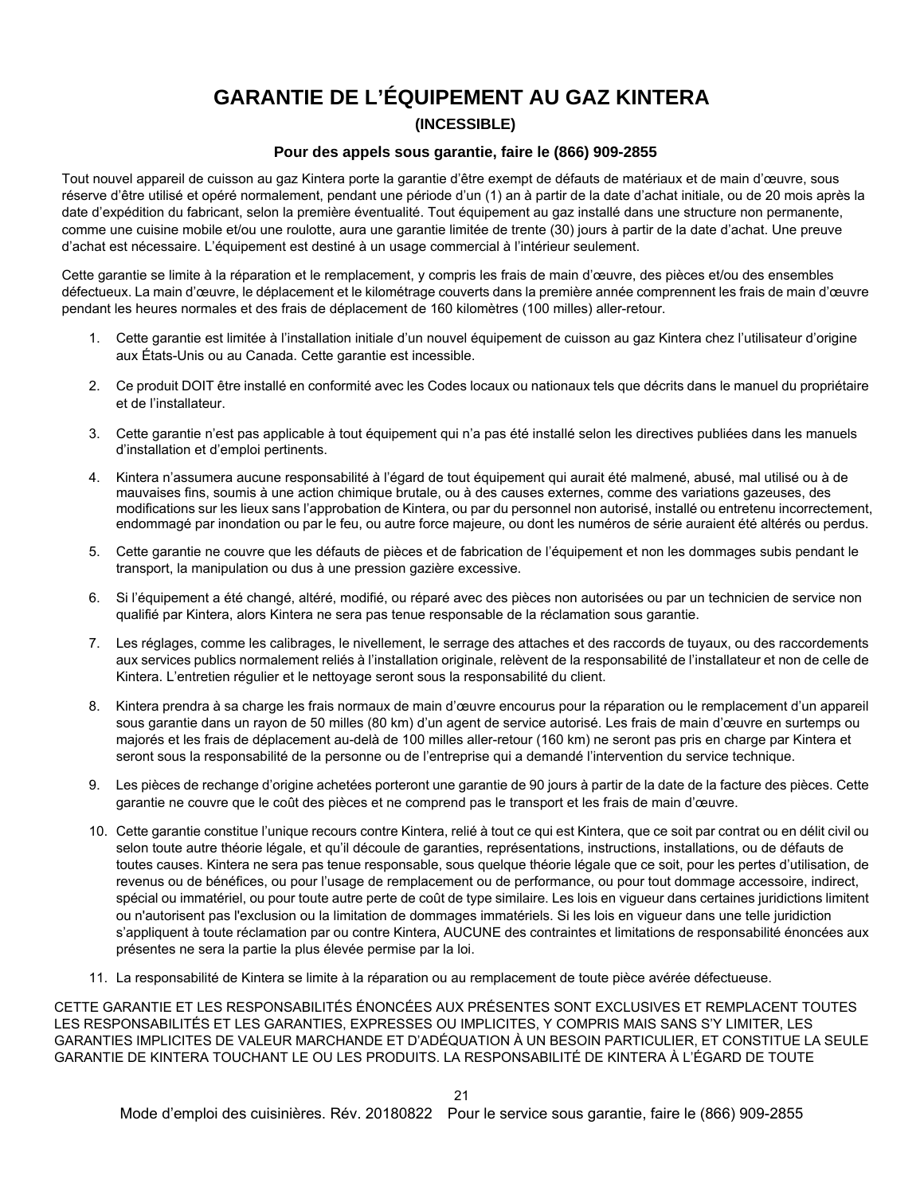# GARANTIE DE L'ÉQUIPEMENT AU GAZ KINTERA

**(INCESSIBLE)**

**Pour des appels sous garantie, faire le (866) 909-2855**

Tout nouvel appareil de cuisson au gaz Kintera porte la garantie d'être exempt de défauts de matériaux et de main d'œuvre, sous réserve d'être utilisé et opéré normalement, pendant une période d'un (1) an à partir de la date d'achat initiale, ou de 20 mois après la date d'expédition du fabricant, selon la première éventualité. Tout équipement au gaz installé dans une structure non permanente, comme une cuisine mobile et/ou une roulotte, aura une garantie limitée de trente (30) jours à partir de la date d'achat. Une preuve d'achat est nécessaire. L'équipement est destiné à un usage commercial à l'intérieur seulement.

Cette garantie se limite à la réparation et le remplacement, y compris les frais de main d'œuvre, des pièces et/ou des ensembles défectueux. La main d'œuvre, le déplacement et le kilométrage couverts dans la première année comprennent les frais de main d'œuvre pendant les heures normales et des frais de déplacement de 160 kilomètres (100 milles) aller-retour.

1. Cette garantie est limitée à l'installation initiale d'un nouvel équipement de cuisson au gaz Kintera chez l'utilisateur d'origine aux États-Unis ou au Canada. Cette garantie est incessible.
2. Ce produit DOIT être installé en conformité avec les Codes locaux ou nationaux tels que décrits dans le manuel du propriétaire et de l'installateur.
3. Cette garantie n'est pas applicable à tout équipement qui n'a pas été installé selon les directives publiées dans les manuels d'installation et d'emploi pertinents.
4. Kintera n'assumera aucune responsabilité à l'égard de tout équipement qui aurait été malmené, abusé, mal utilisé ou à de mauvaises fins, soumis à une action chimique brutale, ou à des causes externes, comme des variations gazeuses, des modifications sur les lieux sans l'approbation de Kintera, ou par du personnel non autorisé, installé ou entretenu incorrectement, endommagé par inondation ou par le feu, ou autre force majeure, ou dont les numéros de série auraient été altérés ou perdus.
5. Cette garantie ne couvre que les défauts de pièces et de fabrication de l'équipement et non les dommages subis pendant le transport, la manipulation ou dus à une pression gazière excessive.
6. Si l'équipement a été changé, altéré, modifié, ou réparé avec des pièces non autorisées ou par un technicien de service non qualifié par Kintera, alors Kintera ne sera pas tenue responsable de la réclamation sous garantie.
7. Les réglages, comme les calibrages, le nivellement, le serrage des attaches et des raccords de tuyaux, ou des raccordements aux services publics normalement reliés à l'installation originale, relèvent de la responsabilité de l'installateur et non de celle de Kintera. L'entretien régulier et le nettoyage seront sous la responsabilité du client.
8. Kintera prendra à sa charge les frais normaux de main d'œuvre encourus pour la réparation ou le remplacement d'un appareil sous garantie dans un rayon de 50 milles (80 km) d'un agent de service autorisé. Les frais de main d'œuvre en surtemps ou majorés et les frais de déplacement au-delà de 100 milles aller-retour (160 km) ne seront pas pris en charge par Kintera et seront sous la responsabilité de la personne ou de l'entreprise qui a demandé l'intervention du service technique.
9. Les pièces de rechange d'origine achetées porteront une garantie de 90 jours à partir de la date de la facture des pièces. Cette garantie ne couvre que le coût des pièces et ne comprend pas le transport et les frais de main d'œuvre.
10. Cette garantie constitue l'unique recours contre Kintera, relié à tout ce qui est Kintera, que ce soit par contrat ou en délit civil ou selon toute autre théorie légale, et qu'il découle de garanties, représentations, instructions, installations, ou de défauts de toutes causes. Kintera ne sera pas tenue responsable, sous quelque théorie légale que ce soit, pour les pertes d'utilisation, de revenus ou de bénéfices, ou pour l'usage de remplacement ou de performance, ou pour tout dommage accessoire, indirect, spécial ou immatériel, ou pour toute autre perte de coût de type similaire. Les lois en vigueur dans certaines juridictions limitent ou n'autorisent pas l'exclusion ou la limitation de dommages immatériels. Si les lois en vigueur dans une telle juridiction s'appliquent à toute réclamation par ou contre Kintera, AUCUNE des contraintes et limitations de responsabilité énoncées aux présentes ne sera la partie la plus élevée permise par la loi.
11. La responsabilité de Kintera se limite à la réparation ou au remplacement de toute pièce avérée défectueuse.

CETTE GARANTIE ET LES RESPONSABILITÉS ÉNONCÉES AUX PRÉSENTES SONT EXCLUSIVES ET REMPLACENT TOUTES LES RESPONSABILITÉS ET LES GARANTIES, EXPRESSES OU IMPLICITES, Y COMPRIS MAIS SANS S'Y LIMITER, LES GARANTIES IMPLICITES DE VALEUR MARCHANDE ET D'ADÉQUATION À UN BESOIN PARTICULIER, ET CONSTITUE LA SEULE GARANTIE DE KINTERA TOUCHANT LE OU LES PRODUITS. LA RESPONSABILITÉ DE KINTERA À L'ÉGARD DE TOUTE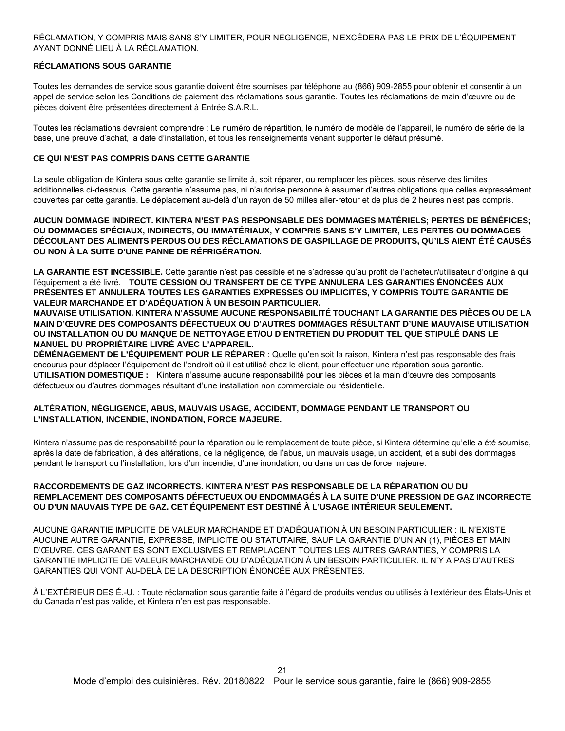RÉCLAMATION, Y COMPRIS MAIS SANS S'Y LIMITER, POUR NÉGLIGENCE, N'EXCÉDERA PAS LE PRIX DE L'ÉQUIPEMENT AYANT DONNÉ LIEU À LA RÉCLAMATION.

**RÉCLAMATIONS SOUS GARANTIE**

Toutes les demandes de service sous garantie doivent être soumises par téléphone au (866) 909-2855 pour obtenir et consentir à un appel de service selon les Conditions de paiement des réclamations sous garantie. Toutes les réclamations de main d'œuvre ou de pièces doivent être présentées directement à Entrée S.A.R.L.

Toutes les réclamations devraient comprendre : Le numéro de répartition, le numéro de modèle de l'appareil, le numéro de série de la base, une preuve d'achat, la date d'installation, et tous les renseignements venant supporter le défaut présumé.

**CE QUI N'EST PAS COMPRIS DANS CETTE GARANTIE**

La seule obligation de Kintera sous cette garantie se limite à, soit réparer, ou remplacer les pièces, sous réserve des limites additionnelles ci-dessous. Cette garantie n'assume pas, ni n'autorise personne à assumer d'autres obligations que celles expressément couvertes par cette garantie. Le déplacement au-delà d'un rayon de 50 milles aller-retour et de plus de 2 heures n'est pas compris.

**AUCUN DOMMAGE INDIRECT. KINTERA N'EST PAS RESPONSABLE DES DOMMAGES MATÉRIELS; PERTES DE BÉNÉFICES; OU DOMMAGES SPÉCIAUX, INDIRECTS, OU IMMATÉRIAUX, Y COMPRIS SANS S'Y LIMITER, LES PERTES OU DOMMAGES DÉCOULANT DES ALIMENTS PERDUS OU DES RÉCLAMATIONS DE GASPILLAGE DE PRODUITS, QU'ILS AIENT ÉTÉ CAUSÉS OU NON À LA SUITE D'UNE PANNE DE RÉFRIGÉRATION.**

**LA GARANTIE EST INCESSIBLE.** Cette garantie n'est pas cessible et ne s'adresse qu'au profit de l'acheteur/utilisateur d'origine à qui l'équipement a été livré. **TOUTE CESSION OU TRANSFERT DE CE TYPE ANNULERA LES GARANTIES ÉNONCÉES AUX PRÉSENTES ET ANNULERA TOUTES LES GARANTIES EXPRESSES OU IMPLICITES, Y COMPRIS TOUTE GARANTIE DE VALEUR MARCHANDE ET D'ADÉQUATION À UN BESOIN PARTICULIER.**
**MAUVAISE UTILISATION. KINTERA N'ASSUME AUCUNE RESPONSABILITÉ TOUCHANT LA GARANTIE DES PIÈCES OU DE LA MAIN D'ŒUVRE DES COMPOSANTS DÉFECTUEUX OU D'AUTRES DOMMAGES RÉSULTANT D'UNE MAUVAISE UTILISATION OU INSTALLATION OU DU MANQUE DE NETTOYAGE ET/OU D'ENTRETIEN DU PRODUIT TEL QUE STIPULÉ DANS LE MANUEL DU PROPRIÉTAIRE LIVRÉ AVEC L'APPAREIL.**
**DÉMÉNAGEMENT DE L'ÉQUIPEMENT POUR LE RÉPARER** : Quelle qu'en soit la raison, Kintera n'est pas responsable des frais encourus pour déplacer l'équipement de l'endroit où il est utilisé chez le client, pour effectuer une réparation sous garantie.
**UTILISATION DOMESTIQUE :** Kintera n'assume aucune responsabilité pour les pièces et la main d'œuvre des composants défectueux ou d'autres dommages résultant d'une installation non commerciale ou résidentielle.

**ALTÉRATION, NÉGLIGENCE, ABUS, MAUVAIS USAGE, ACCIDENT, DOMMAGE PENDANT LE TRANSPORT OU L'INSTALLATION, INCENDIE, INONDATION, FORCE MAJEURE.**

Kintera n'assume pas de responsabilité pour la réparation ou le remplacement de toute pièce, si Kintera détermine qu'elle a été soumise, après la date de fabrication, à des altérations, de la négligence, de l'abus, un mauvais usage, un accident, et a subi des dommages pendant le transport ou l'installation, lors d'un incendie, d'une inondation, ou dans un cas de force majeure.

**RACCORDEMENTS DE GAZ INCORRECTS. KINTERA N'EST PAS RESPONSABLE DE LA RÉPARATION OU DU REMPLACEMENT DES COMPOSANTS DÉFECTUEUX OU ENDOMMAGÉS À LA SUITE D'UNE PRESSION DE GAZ INCORRECTE OU D'UN MAUVAIS TYPE DE GAZ. CET ÉQUIPEMENT EST DESTINÉ À L'USAGE INTÉRIEUR SEULEMENT.**

AUCUNE GARANTIE IMPLICITE DE VALEUR MARCHANDE ET D'ADÉQUATION À UN BESOIN PARTICULIER : IL N'EXISTE AUCUNE AUTRE GARANTIE, EXPRESSE, IMPLICITE OU STATUTAIRE, SAUF LA GARANTIE D'UN AN (1), PIÈCES ET MAIN D'ŒUVRE. CES GARANTIES SONT EXCLUSIVES ET REMPLACENT TOUTES LES AUTRES GARANTIES, Y COMPRIS LA GARANTIE IMPLICITE DE VALEUR MARCHANDE OU D'ADÉQUATION À UN BESOIN PARTICULIER. IL N'Y A PAS D'AUTRES GARANTIES QUI VONT AU-DELÀ DE LA DESCRIPTION ÉNONCÉE AUX PRÉSENTES.

À L'EXTÉRIEUR DES É.-U. : Toute réclamation sous garantie faite à l'égard de produits vendus ou utilisés à l'extérieur des États-Unis et du Canada n'est pas valide, et Kintera n'en est pas responsable.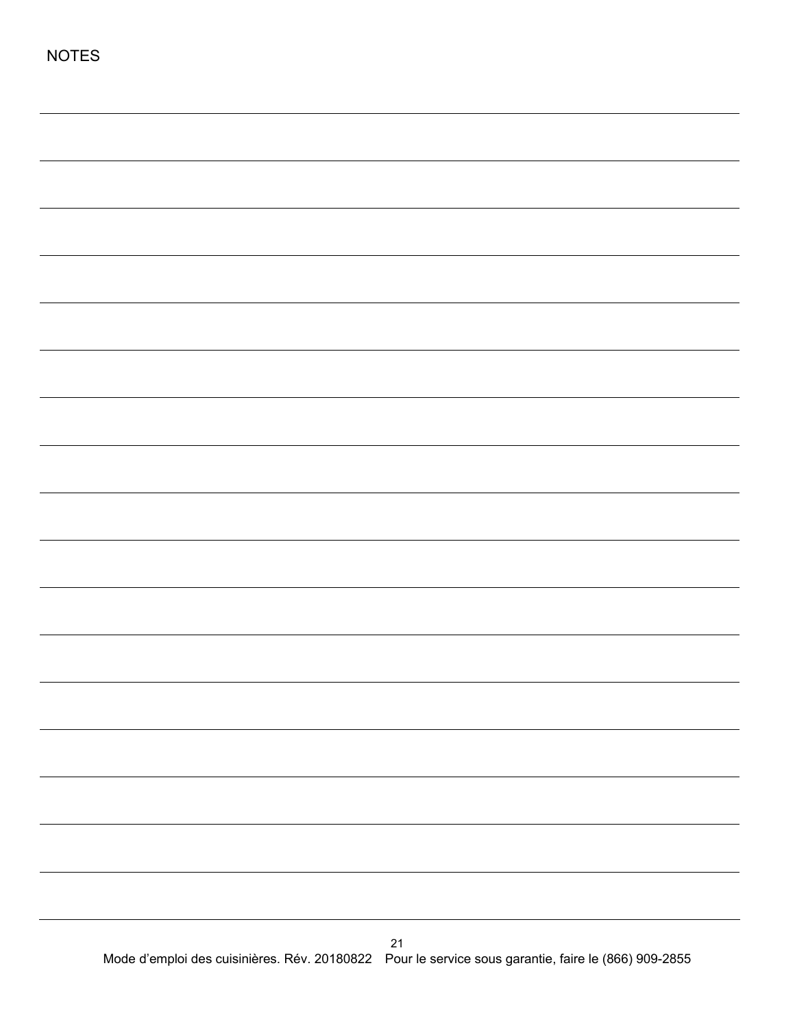NOTES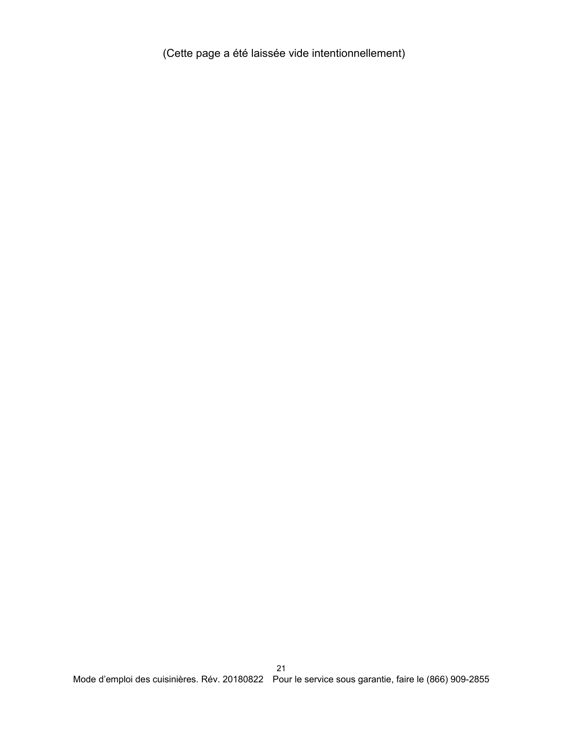(Cette page a été laissée vide intentionnellement)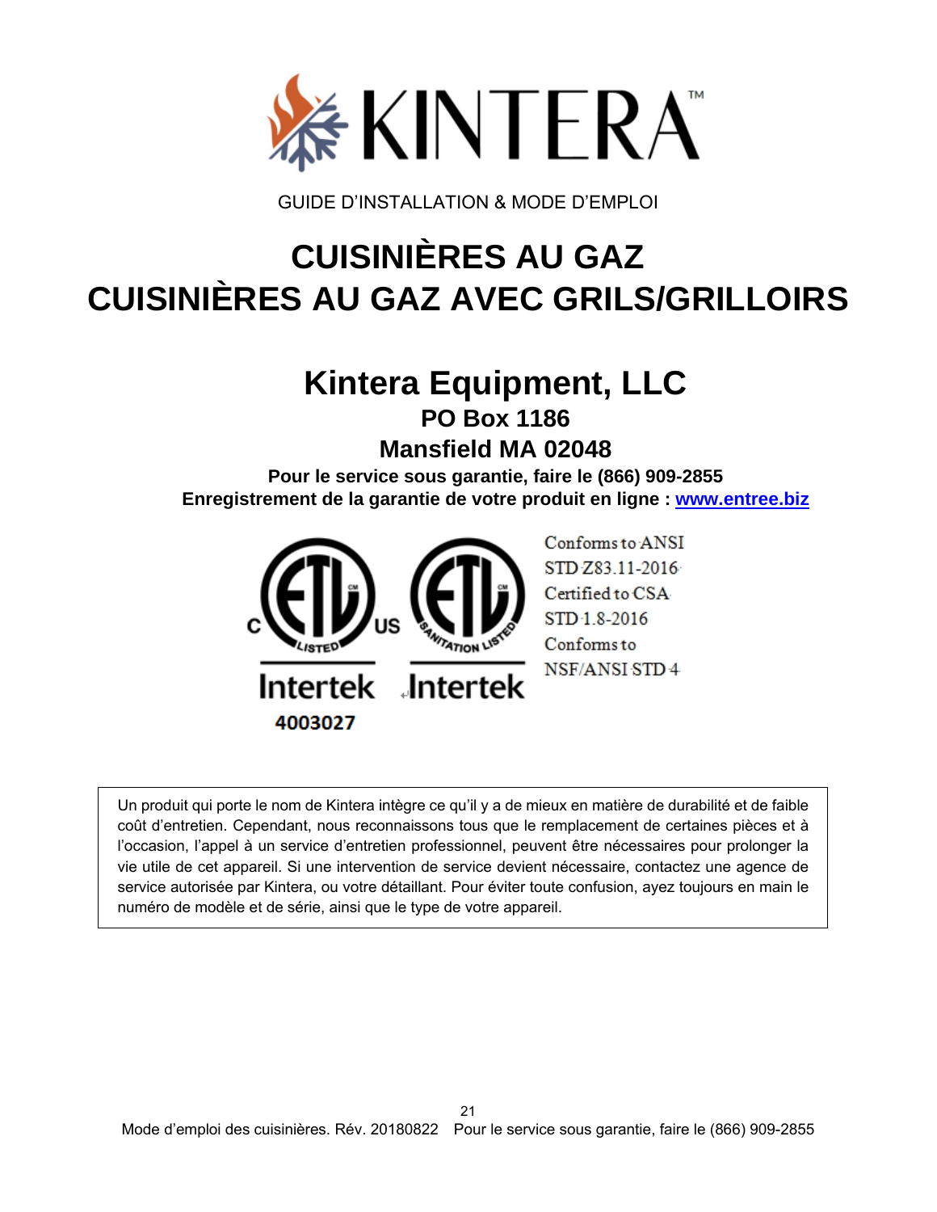KINTERA™

GUIDE D'INSTALLATION & MODE D'EMPLOI

# CUISINIÈRES AU GAZ
# CUISINIÈRES AU GAZ AVEC GRILS/GRILLOIRS

## Kintera Equipment, LLC

### PO Box 1186
### Mansfield MA 02048

**Pour le service sous garantie, faire le (866) 909-2855**

**Enregistrement de la garantie de votre produit en ligne : [www.entree.biz](http://www.entree.biz)**

C ETL US LISTED Intertek 4003027

ETL SANITATION LISTED Intertek

Conforms to ANSI STD Z83.11-2016
Certified to CSA STD 1.8-2016
Conforms to NSF/ANSI STD 4

Un produit qui porte le nom de Kintera intègre ce qu'il y a de mieux en matière de durabilité et de faible coût d'entretien. Cependant, nous reconnaissons tous que le remplacement de certaines pièces et à l'occasion, l'appel à un service d'entretien professionnel, peuvent être nécessaires pour prolonger la vie utile de cet appareil. Si une intervention de service devient nécessaire, contactez une agence de service autorisée par Kintera, ou votre détaillant. Pour éviter toute confusion, ayez toujours en main le numéro de modèle et de série, ainsi que le type de votre appareil.